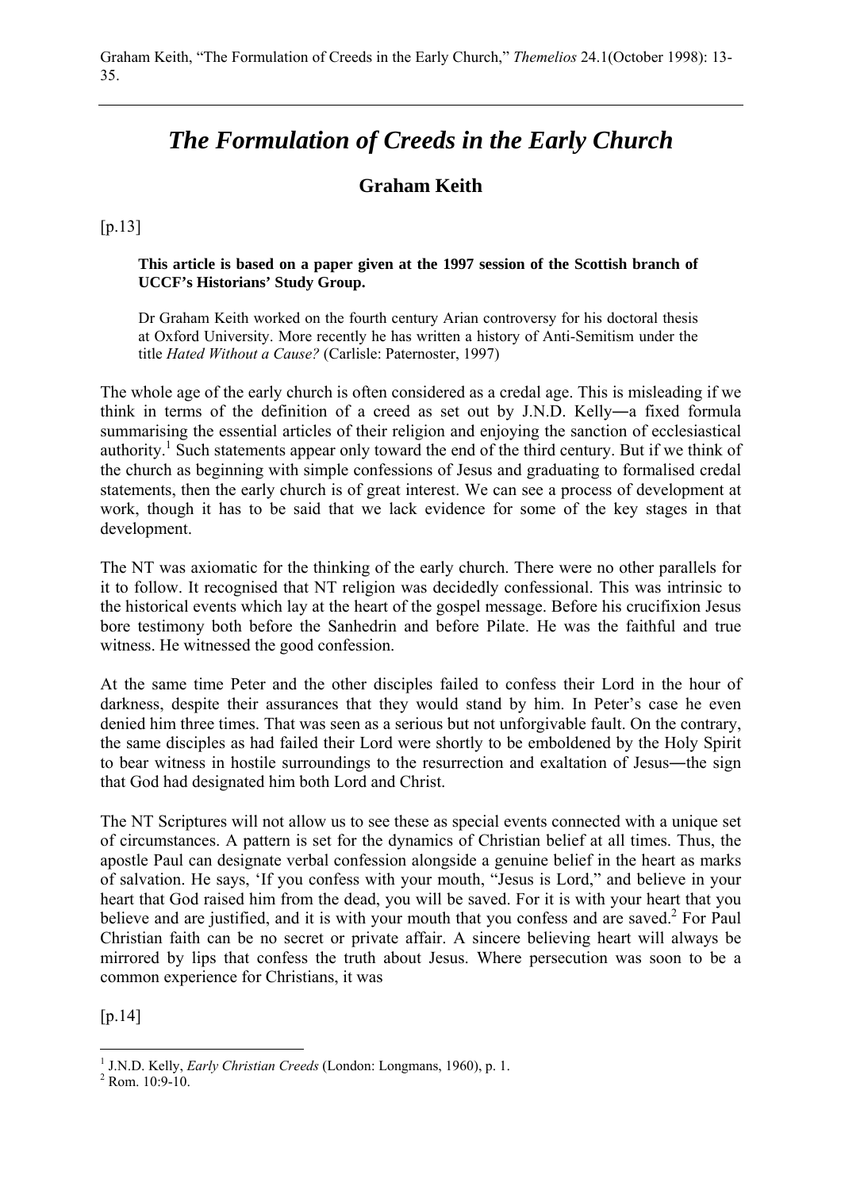Graham Keith, "The Formulation of Creeds in the Early Church," *Themelios* 24.1(October 1998): 13-35.

# *The Formulation of Creeds in the Early Church*

## Graham Keith

[p.13]

**This article is based on a paper given at the 1997 session of the Scottish branch of UCCF's Historians' Study Group.**

Dr Graham Keith worked on the fourth century Arian controversy for his doctoral thesis at Oxford University. More recently he has written a history of Anti-Semitism under the title *Hated Without a Cause?* (Carlisle: Paternoster, 1997)

The whole age of the early church is often considered as a credal age. This is misleading if we think in terms of the definition of a creed as set out by J.N.D. Kelly―a fixed formula summarising the essential articles of their religion and enjoying the sanction of ecclesiastical authority.[1] Such statements appear only toward the end of the third century. But if we think of the church as beginning with simple confessions of Jesus and graduating to formalised credal statements, then the early church is of great interest. We can see a process of development at work, though it has to be said that we lack evidence for some of the key stages in that development.

The NT was axiomatic for the thinking of the early church. There were no other parallels for it to follow. It recognised that NT religion was decidedly confessional. This was intrinsic to the historical events which lay at the heart of the gospel message. Before his crucifixion Jesus bore testimony both before the Sanhedrin and before Pilate. He was the faithful and true witness. He witnessed the good confession.

At the same time Peter and the other disciples failed to confess their Lord in the hour of darkness, despite their assurances that they would stand by him. In Peter's case he even denied him three times. That was seen as a serious but not unforgivable fault. On the contrary, the same disciples as had failed their Lord were shortly to be emboldened by the Holy Spirit to bear witness in hostile surroundings to the resurrection and exaltation of Jesus―the sign that God had designated him both Lord and Christ.

The NT Scriptures will not allow us to see these as special events connected with a unique set of circumstances. A pattern is set for the dynamics of Christian belief at all times. Thus, the apostle Paul can designate verbal confession alongside a genuine belief in the heart as marks of salvation. He says, 'If you confess with your mouth, "Jesus is Lord," and believe in your heart that God raised him from the dead, you will be saved. For it is with your heart that you believe and are justified, and it is with your mouth that you confess and are saved.[2] For Paul Christian faith can be no secret or private affair. A sincere believing heart will always be mirrored by lips that confess the truth about Jesus. Where persecution was soon to be a common experience for Christians, it was

[p.14]

[1] J.N.D. Kelly, *Early Christian Creeds* (London: Longmans, 1960), p. 1.

[2] Rom. 10:9-10.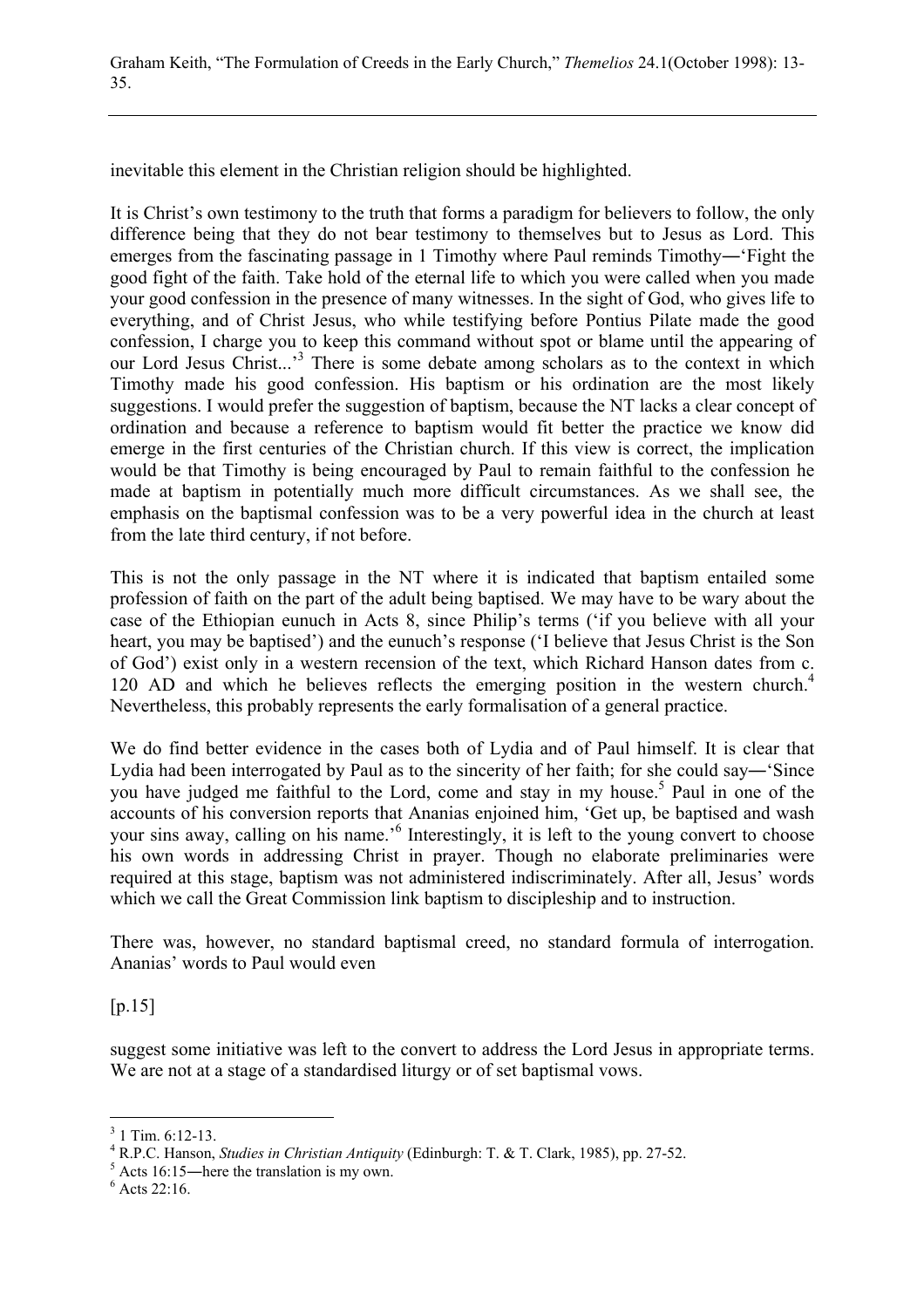inevitable this element in the Christian religion should be highlighted.

It is Christ's own testimony to the truth that forms a paradigm for believers to follow, the only difference being that they do not bear testimony to themselves but to Jesus as Lord. This emerges from the fascinating passage in 1 Timothy where Paul reminds Timothy―'Fight the good fight of the faith. Take hold of the eternal life to which you were called when you made your good confession in the presence of many witnesses. In the sight of God, who gives life to everything, and of Christ Jesus, who while testifying before Pontius Pilate made the good confession, I charge you to keep this command without spot or blame until the appearing of our Lord Jesus Christ...'[3] There is some debate among scholars as to the context in which Timothy made his good confession. His baptism or his ordination are the most likely suggestions. I would prefer the suggestion of baptism, because the NT lacks a clear concept of ordination and because a reference to baptism would fit better the practice we know did emerge in the first centuries of the Christian church. If this view is correct, the implication would be that Timothy is being encouraged by Paul to remain faithful to the confession he made at baptism in potentially much more difficult circumstances. As we shall see, the emphasis on the baptismal confession was to be a very powerful idea in the church at least from the late third century, if not before.

This is not the only passage in the NT where it is indicated that baptism entailed some profession of faith on the part of the adult being baptised. We may have to be wary about the case of the Ethiopian eunuch in Acts 8, since Philip's terms ('if you believe with all your heart, you may be baptised') and the eunuch's response ('I believe that Jesus Christ is the Son of God') exist only in a western recension of the text, which Richard Hanson dates from c. 120 AD and which he believes reflects the emerging position in the western church.[4] Nevertheless, this probably represents the early formalisation of a general practice.

We do find better evidence in the cases both of Lydia and of Paul himself. It is clear that Lydia had been interrogated by Paul as to the sincerity of her faith; for she could say―'Since you have judged me faithful to the Lord, come and stay in my house.[5] Paul in one of the accounts of his conversion reports that Ananias enjoined him, 'Get up, be baptised and wash your sins away, calling on his name.'[6] Interestingly, it is left to the young convert to choose his own words in addressing Christ in prayer. Though no elaborate preliminaries were required at this stage, baptism was not administered indiscriminately. After all, Jesus' words which we call the Great Commission link baptism to discipleship and to instruction.

There was, however, no standard baptismal creed, no standard formula of interrogation. Ananias' words to Paul would even

[p.15]

suggest some initiative was left to the convert to address the Lord Jesus in appropriate terms. We are not at a stage of a standardised liturgy or of set baptismal vows.

---

[3] 1 Tim. 6:12-13.

[4] R.P.C. Hanson, *Studies in Christian Antiquity* (Edinburgh: T. & T. Clark, 1985), pp. 27-52.

[5] Acts 16:15―here the translation is my own.

[6] Acts 22:16.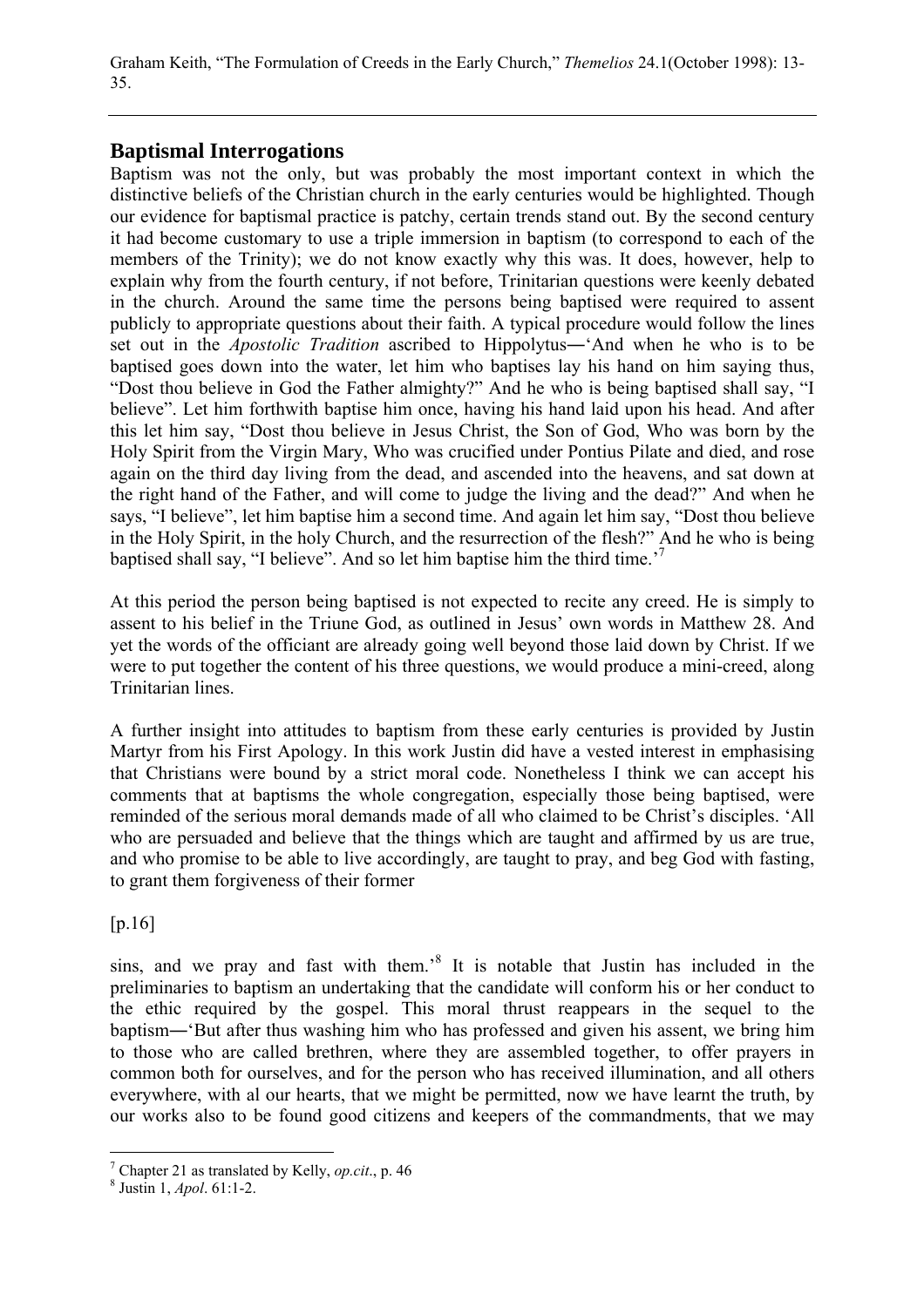## Baptismal Interrogations

Baptism was not the only, but was probably the most important context in which the distinctive beliefs of the Christian church in the early centuries would be highlighted. Though our evidence for baptismal practice is patchy, certain trends stand out. By the second century it had become customary to use a triple immersion in baptism (to correspond to each of the members of the Trinity); we do not know exactly why this was. It does, however, help to explain why from the fourth century, if not before, Trinitarian questions were keenly debated in the church. Around the same time the persons being baptised were required to assent publicly to appropriate questions about their faith. A typical procedure would follow the lines set out in the *Apostolic Tradition* ascribed to Hippolytus―'And when he who is to be baptised goes down into the water, let him who baptises lay his hand on him saying thus, "Dost thou believe in God the Father almighty?" And he who is being baptised shall say, "I believe". Let him forthwith baptise him once, having his hand laid upon his head. And after this let him say, "Dost thou believe in Jesus Christ, the Son of God, Who was born by the Holy Spirit from the Virgin Mary, Who was crucified under Pontius Pilate and died, and rose again on the third day living from the dead, and ascended into the heavens, and sat down at the right hand of the Father, and will come to judge the living and the dead?" And when he says, "I believe", let him baptise him a second time. And again let him say, "Dost thou believe in the Holy Spirit, in the holy Church, and the resurrection of the flesh?" And he who is being baptised shall say, "I believe". And so let him baptise him the third time.'[7]

At this period the person being baptised is not expected to recite any creed. He is simply to assent to his belief in the Triune God, as outlined in Jesus' own words in Matthew 28. And yet the words of the officiant are already going well beyond those laid down by Christ. If we were to put together the content of his three questions, we would produce a mini-creed, along Trinitarian lines.

A further insight into attitudes to baptism from these early centuries is provided by Justin Martyr from his First Apology. In this work Justin did have a vested interest in emphasising that Christians were bound by a strict moral code. Nonetheless I think we can accept his comments that at baptisms the whole congregation, especially those being baptised, were reminded of the serious moral demands made of all who claimed to be Christ's disciples. 'All who are persuaded and believe that the things which are taught and affirmed by us are true, and who promise to be able to live accordingly, are taught to pray, and beg God with fasting, to grant them forgiveness of their former

[p.16]

sins, and we pray and fast with them.'[8] It is notable that Justin has included in the preliminaries to baptism an undertaking that the candidate will conform his or her conduct to the ethic required by the gospel. This moral thrust reappears in the sequel to the baptism―'But after thus washing him who has professed and given his assent, we bring him to those who are called brethren, where they are assembled together, to offer prayers in common both for ourselves, and for the person who has received illumination, and all others everywhere, with al our hearts, that we might be permitted, now we have learnt the truth, by our works also to be found good citizens and keepers of the commandments, that we may

---

[7] Chapter 21 as translated by Kelly, *op.cit*., p. 46

[8] Justin 1, *Apol*. 61:1-2.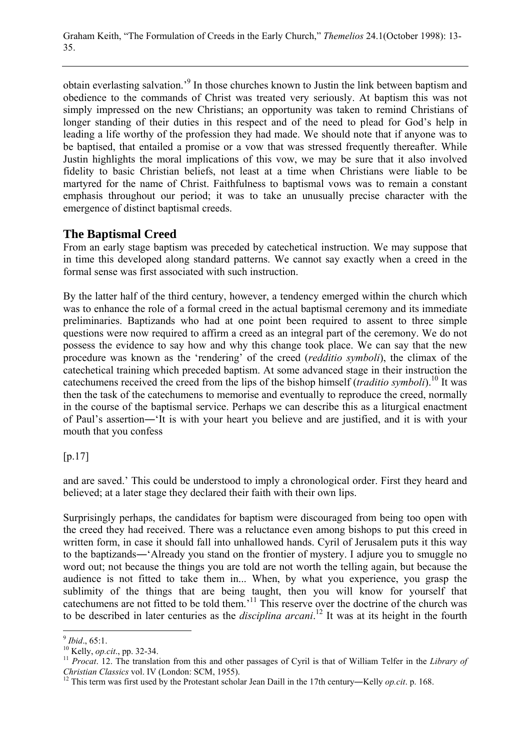obtain everlasting salvation.'[9] In those churches known to Justin the link between baptism and obedience to the commands of Christ was treated very seriously. At baptism this was not simply impressed on the new Christians; an opportunity was taken to remind Christians of longer standing of their duties in this respect and of the need to plead for God's help in leading a life worthy of the profession they had made. We should note that if anyone was to be baptised, that entailed a promise or a vow that was stressed frequently thereafter. While Justin highlights the moral implications of this vow, we may be sure that it also involved fidelity to basic Christian beliefs, not least at a time when Christians were liable to be martyred for the name of Christ. Faithfulness to baptismal vows was to remain a constant emphasis throughout our period; it was to take an unusually precise character with the emergence of distinct baptismal creeds.

## The Baptismal Creed

From an early stage baptism was preceded by catechetical instruction. We may suppose that in time this developed along standard patterns. We cannot say exactly when a creed in the formal sense was first associated with such instruction.

By the latter half of the third century, however, a tendency emerged within the church which was to enhance the role of a formal creed in the actual baptismal ceremony and its immediate preliminaries. Baptizands who had at one point been required to assent to three simple questions were now required to affirm a creed as an integral part of the ceremony. We do not possess the evidence to say how and why this change took place. We can say that the new procedure was known as the 'rendering' of the creed (*redditio symboli*), the climax of the catechetical training which preceded baptism. At some advanced stage in their instruction the catechumens received the creed from the lips of the bishop himself (*traditio symboli*).[10] It was then the task of the catechumens to memorise and eventually to reproduce the creed, normally in the course of the baptismal service. Perhaps we can describe this as a liturgical enactment of Paul's assertion―'It is with your heart you believe and are justified, and it is with your mouth that you confess

[p.17]

and are saved.' This could be understood to imply a chronological order. First they heard and believed; at a later stage they declared their faith with their own lips.

Surprisingly perhaps, the candidates for baptism were discouraged from being too open with the creed they had received. There was a reluctance even among bishops to put this creed in written form, in case it should fall into unhallowed hands. Cyril of Jerusalem puts it this way to the baptizands―'Already you stand on the frontier of mystery. I adjure you to smuggle no word out; not because the things you are told are not worth the telling again, but because the audience is not fitted to take them in... When, by what you experience, you grasp the sublimity of the things that are being taught, then you will know for yourself that catechumens are not fitted to be told them.'[11] This reserve over the doctrine of the church was to be described in later centuries as the *disciplina arcani*.[12] It was at its height in the fourth

---

[9] *Ibid*., 65:1.

[10] Kelly, *op.cit*., pp. 32-34.

[11] *Procat*. 12. The translation from this and other passages of Cyril is that of William Telfer in the *Library of Christian Classics* vol. IV (London: SCM, 1955).

[12] This term was first used by the Protestant scholar Jean Daill in the 17th century―Kelly *op.cit*. p. 168.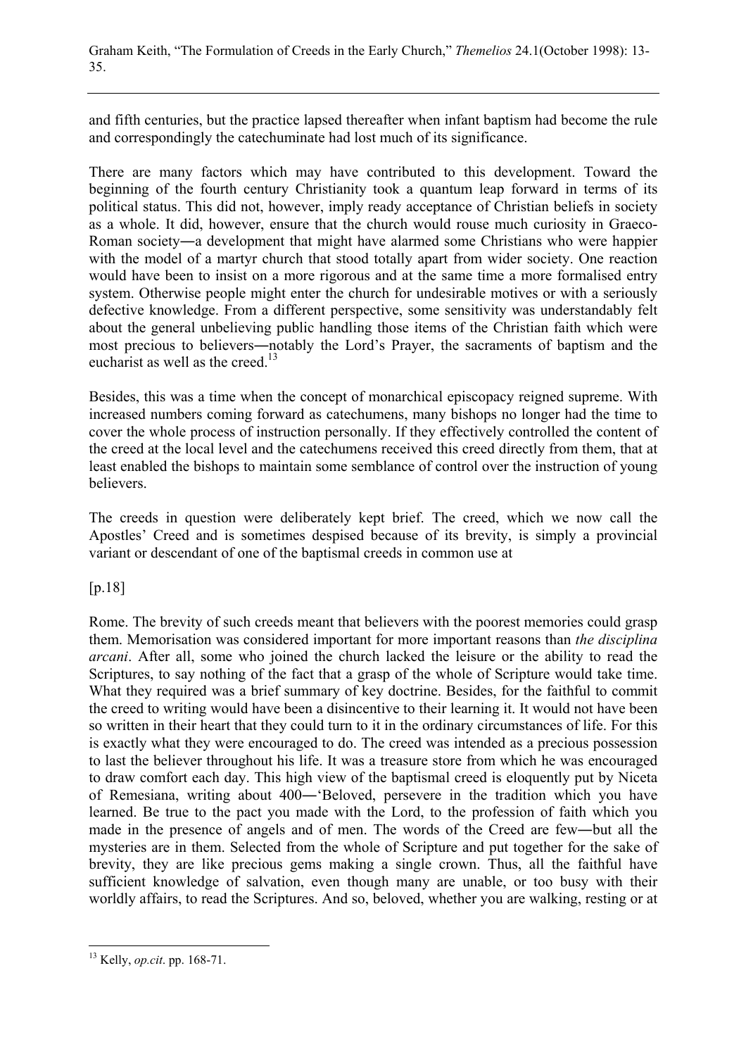and fifth centuries, but the practice lapsed thereafter when infant baptism had become the rule and correspondingly the catechuminate had lost much of its significance.

There are many factors which may have contributed to this development. Toward the beginning of the fourth century Christianity took a quantum leap forward in terms of its political status. This did not, however, imply ready acceptance of Christian beliefs in society as a whole. It did, however, ensure that the church would rouse much curiosity in Graeco-Roman society―a development that might have alarmed some Christians who were happier with the model of a martyr church that stood totally apart from wider society. One reaction would have been to insist on a more rigorous and at the same time a more formalised entry system. Otherwise people might enter the church for undesirable motives or with a seriously defective knowledge. From a different perspective, some sensitivity was understandably felt about the general unbelieving public handling those items of the Christian faith which were most precious to believers―notably the Lord's Prayer, the sacraments of baptism and the eucharist as well as the creed.[13]

Besides, this was a time when the concept of monarchical episcopacy reigned supreme. With increased numbers coming forward as catechumens, many bishops no longer had the time to cover the whole process of instruction personally. If they effectively controlled the content of the creed at the local level and the catechumens received this creed directly from them, that at least enabled the bishops to maintain some semblance of control over the instruction of young believers.

The creeds in question were deliberately kept brief. The creed, which we now call the Apostles' Creed and is sometimes despised because of its brevity, is simply a provincial variant or descendant of one of the baptismal creeds in common use at

[p.18]

Rome. The brevity of such creeds meant that believers with the poorest memories could grasp them. Memorisation was considered important for more important reasons than *the disciplina arcani*. After all, some who joined the church lacked the leisure or the ability to read the Scriptures, to say nothing of the fact that a grasp of the whole of Scripture would take time. What they required was a brief summary of key doctrine. Besides, for the faithful to commit the creed to writing would have been a disincentive to their learning it. It would not have been so written in their heart that they could turn to it in the ordinary circumstances of life. For this is exactly what they were encouraged to do. The creed was intended as a precious possession to last the believer throughout his life. It was a treasure store from which he was encouraged to draw comfort each day. This high view of the baptismal creed is eloquently put by Niceta of Remesiana, writing about 400―'Beloved, persevere in the tradition which you have learned. Be true to the pact you made with the Lord, to the profession of faith which you made in the presence of angels and of men. The words of the Creed are few―but all the mysteries are in them. Selected from the whole of Scripture and put together for the sake of brevity, they are like precious gems making a single crown. Thus, all the faithful have sufficient knowledge of salvation, even though many are unable, or too busy with their worldly affairs, to read the Scriptures. And so, beloved, whether you are walking, resting or at

---

[13] Kelly, *op.cit*. pp. 168-71.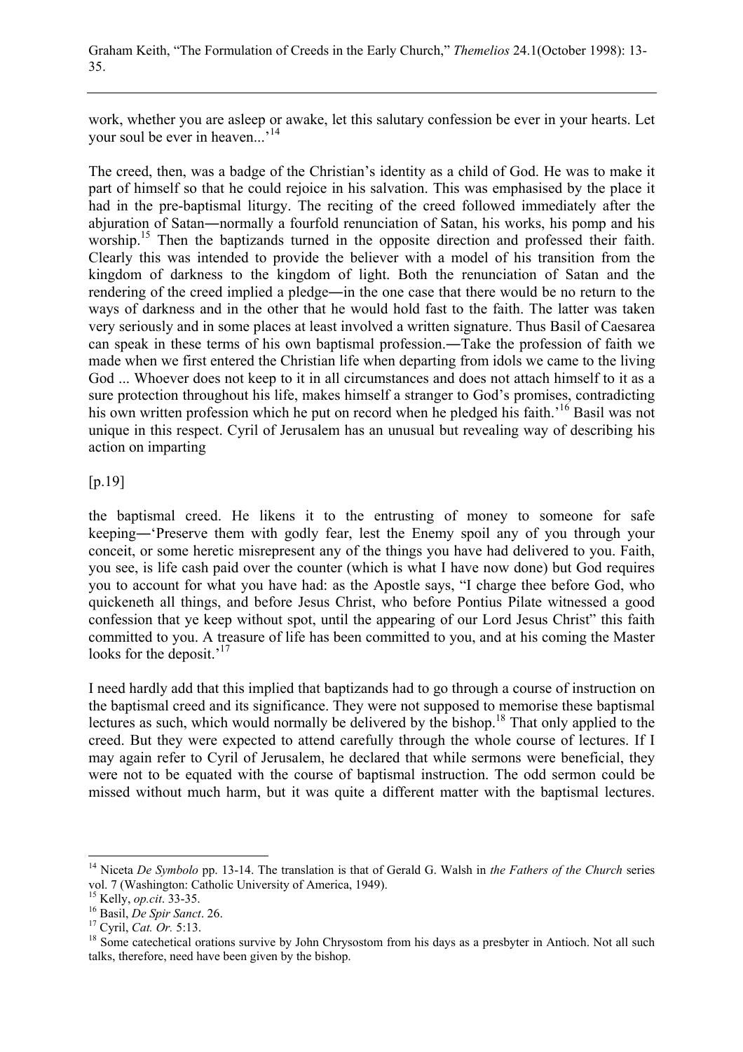work, whether you are asleep or awake, let this salutary confession be ever in your hearts. Let your soul be ever in heaven...'[14]

The creed, then, was a badge of the Christian's identity as a child of God. He was to make it part of himself so that he could rejoice in his salvation. This was emphasised by the place it had in the pre-baptismal liturgy. The reciting of the creed followed immediately after the abjuration of Satan―normally a fourfold renunciation of Satan, his works, his pomp and his worship.[15] Then the baptizands turned in the opposite direction and professed their faith. Clearly this was intended to provide the believer with a model of his transition from the kingdom of darkness to the kingdom of light. Both the renunciation of Satan and the rendering of the creed implied a pledge―in the one case that there would be no return to the ways of darkness and in the other that he would hold fast to the faith. The latter was taken very seriously and in some places at least involved a written signature. Thus Basil of Caesarea can speak in these terms of his own baptismal profession.―Take the profession of faith we made when we first entered the Christian life when departing from idols we came to the living God ... Whoever does not keep to it in all circumstances and does not attach himself to it as a sure protection throughout his life, makes himself a stranger to God's promises, contradicting his own written profession which he put on record when he pledged his faith.'[16] Basil was not unique in this respect. Cyril of Jerusalem has an unusual but revealing way of describing his action on imparting

[p.19]

the baptismal creed. He likens it to the entrusting of money to someone for safe keeping―'Preserve them with godly fear, lest the Enemy spoil any of you through your conceit, or some heretic misrepresent any of the things you have had delivered to you. Faith, you see, is life cash paid over the counter (which is what I have now done) but God requires you to account for what you have had: as the Apostle says, "I charge thee before God, who quickeneth all things, and before Jesus Christ, who before Pontius Pilate witnessed a good confession that ye keep without spot, until the appearing of our Lord Jesus Christ" this faith committed to you. A treasure of life has been committed to you, and at his coming the Master looks for the deposit.'[17]

I need hardly add that this implied that baptizands had to go through a course of instruction on the baptismal creed and its significance. They were not supposed to memorise these baptismal lectures as such, which would normally be delivered by the bishop.[18] That only applied to the creed. But they were expected to attend carefully through the whole course of lectures. If I may again refer to Cyril of Jerusalem, he declared that while sermons were beneficial, they were not to be equated with the course of baptismal instruction. The odd sermon could be missed without much harm, but it was quite a different matter with the baptismal lectures.

---

[14] Niceta *De Symbolo* pp. 13-14. The translation is that of Gerald G. Walsh in *the Fathers of the Church* series vol. 7 (Washington: Catholic University of America, 1949).

[15] Kelly, *op.cit*. 33-35.

[16] Basil, *De Spir Sanct*. 26.

[17] Cyril, *Cat. Or.* 5:13.

[18] Some catechetical orations survive by John Chrysostom from his days as a presbyter in Antioch. Not all such talks, therefore, need have been given by the bishop.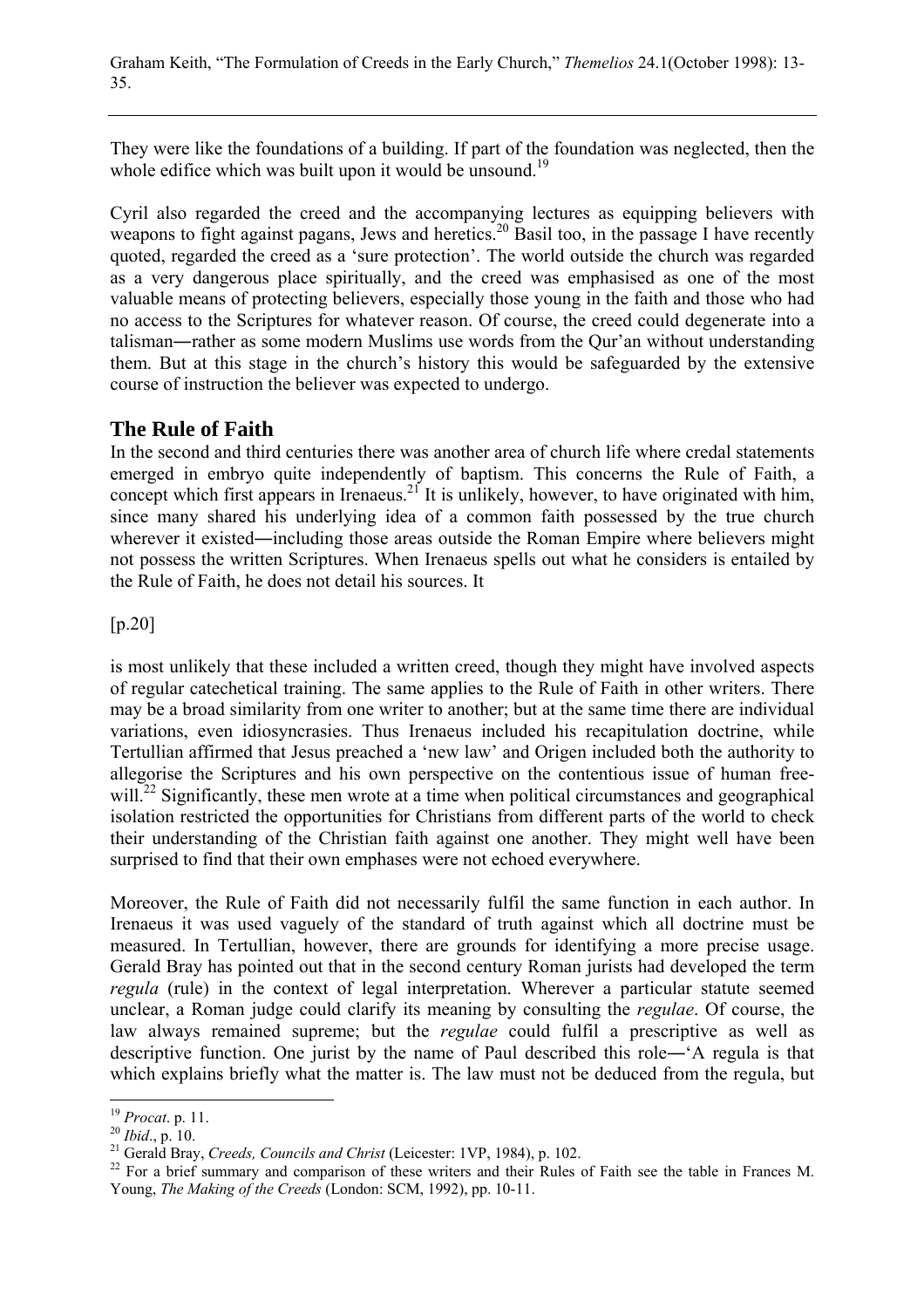They were like the foundations of a building. If part of the foundation was neglected, then the whole edifice which was built upon it would be unsound.[19]

Cyril also regarded the creed and the accompanying lectures as equipping believers with weapons to fight against pagans, Jews and heretics.[20] Basil too, in the passage I have recently quoted, regarded the creed as a 'sure protection'. The world outside the church was regarded as a very dangerous place spiritually, and the creed was emphasised as one of the most valuable means of protecting believers, especially those young in the faith and those who had no access to the Scriptures for whatever reason. Of course, the creed could degenerate into a talisman―rather as some modern Muslims use words from the Qur'an without understanding them. But at this stage in the church's history this would be safeguarded by the extensive course of instruction the believer was expected to undergo.

## The Rule of Faith

In the second and third centuries there was another area of church life where credal statements emerged in embryo quite independently of baptism. This concerns the Rule of Faith, a concept which first appears in Irenaeus.[21] It is unlikely, however, to have originated with him, since many shared his underlying idea of a common faith possessed by the true church wherever it existed―including those areas outside the Roman Empire where believers might not possess the written Scriptures. When Irenaeus spells out what he considers is entailed by the Rule of Faith, he does not detail his sources. It

[p.20]

is most unlikely that these included a written creed, though they might have involved aspects of regular catechetical training. The same applies to the Rule of Faith in other writers. There may be a broad similarity from one writer to another; but at the same time there are individual variations, even idiosyncrasies. Thus Irenaeus included his recapitulation doctrine, while Tertullian affirmed that Jesus preached a 'new law' and Origen included both the authority to allegorise the Scriptures and his own perspective on the contentious issue of human free-will.[22] Significantly, these men wrote at a time when political circumstances and geographical isolation restricted the opportunities for Christians from different parts of the world to check their understanding of the Christian faith against one another. They might well have been surprised to find that their own emphases were not echoed everywhere.

Moreover, the Rule of Faith did not necessarily fulfil the same function in each author. In Irenaeus it was used vaguely of the standard of truth against which all doctrine must be measured. In Tertullian, however, there are grounds for identifying a more precise usage. Gerald Bray has pointed out that in the second century Roman jurists had developed the term *regula* (rule) in the context of legal interpretation. Wherever a particular statute seemed unclear, a Roman judge could clarify its meaning by consulting the *regulae*. Of course, the law always remained supreme; but the *regulae* could fulfil a prescriptive as well as descriptive function. One jurist by the name of Paul described this role―'A regula is that which explains briefly what the matter is. The law must not be deduced from the regula, but

---

[19] *Procat*. p. 11.

[20] *Ibid*., p. 10.

[21] Gerald Bray, *Creeds, Councils and Christ* (Leicester: 1VP, 1984), p. 102.

[22] For a brief summary and comparison of these writers and their Rules of Faith see the table in Frances M. Young, *The Making of the Creeds* (London: SCM, 1992), pp. 10-11.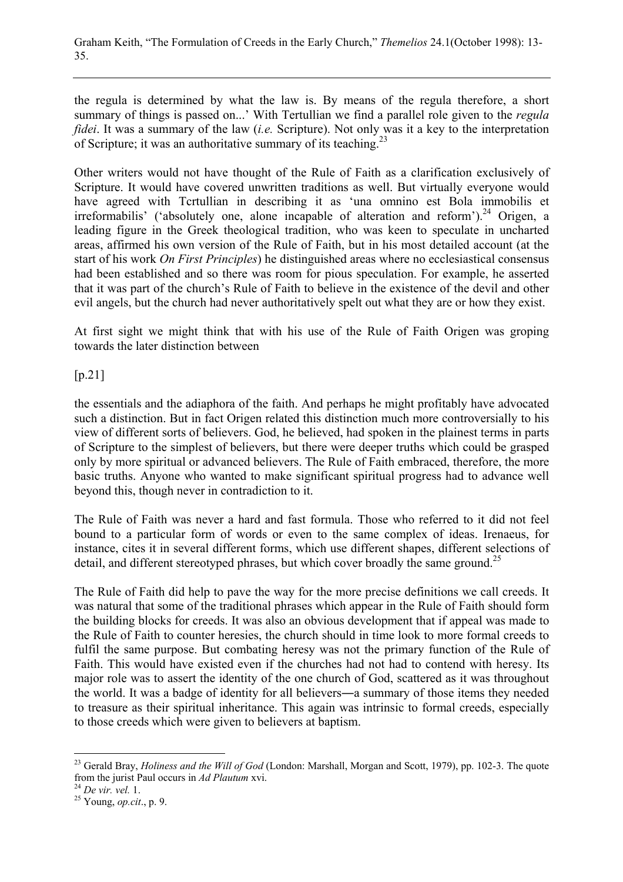the regula is determined by what the law is. By means of the regula therefore, a short summary of things is passed on...' With Tertullian we find a parallel role given to the *regula fidei*. It was a summary of the law (*i.e.* Scripture). Not only was it a key to the interpretation of Scripture; it was an authoritative summary of its teaching.[23]

Other writers would not have thought of the Rule of Faith as a clarification exclusively of Scripture. It would have covered unwritten traditions as well. But virtually everyone would have agreed with Tcrtullian in describing it as 'una omnino est Bola immobilis et irreformabilis' ('absolutely one, alone incapable of alteration and reform').[24] Origen, a leading figure in the Greek theological tradition, who was keen to speculate in uncharted areas, affirmed his own version of the Rule of Faith, but in his most detailed account (at the start of his work *On First Principles*) he distinguished areas where no ecclesiastical consensus had been established and so there was room for pious speculation. For example, he asserted that it was part of the church's Rule of Faith to believe in the existence of the devil and other evil angels, but the church had never authoritatively spelt out what they are or how they exist.

At first sight we might think that with his use of the Rule of Faith Origen was groping towards the later distinction between

[p.21]

the essentials and the adiaphora of the faith. And perhaps he might profitably have advocated such a distinction. But in fact Origen related this distinction much more controversially to his view of different sorts of believers. God, he believed, had spoken in the plainest terms in parts of Scripture to the simplest of believers, but there were deeper truths which could be grasped only by more spiritual or advanced believers. The Rule of Faith embraced, therefore, the more basic truths. Anyone who wanted to make significant spiritual progress had to advance well beyond this, though never in contradiction to it.

The Rule of Faith was never a hard and fast formula. Those who referred to it did not feel bound to a particular form of words or even to the same complex of ideas. Irenaeus, for instance, cites it in several different forms, which use different shapes, different selections of detail, and different stereotyped phrases, but which cover broadly the same ground.[25]

The Rule of Faith did help to pave the way for the more precise definitions we call creeds. It was natural that some of the traditional phrases which appear in the Rule of Faith should form the building blocks for creeds. It was also an obvious development that if appeal was made to the Rule of Faith to counter heresies, the church should in time look to more formal creeds to fulfil the same purpose. But combating heresy was not the primary function of the Rule of Faith. This would have existed even if the churches had not had to contend with heresy. Its major role was to assert the identity of the one church of God, scattered as it was throughout the world. It was a badge of identity for all believers―a summary of those items they needed to treasure as their spiritual inheritance. This again was intrinsic to formal creeds, especially to those creeds which were given to believers at baptism.

---

[23] Gerald Bray, *Holiness and the Will of God* (London: Marshall, Morgan and Scott, 1979), pp. 102-3. The quote from the jurist Paul occurs in *Ad Plautum* xvi.

[24] *De vir. vel.* 1.

[25] Young, *op.cit*., p. 9.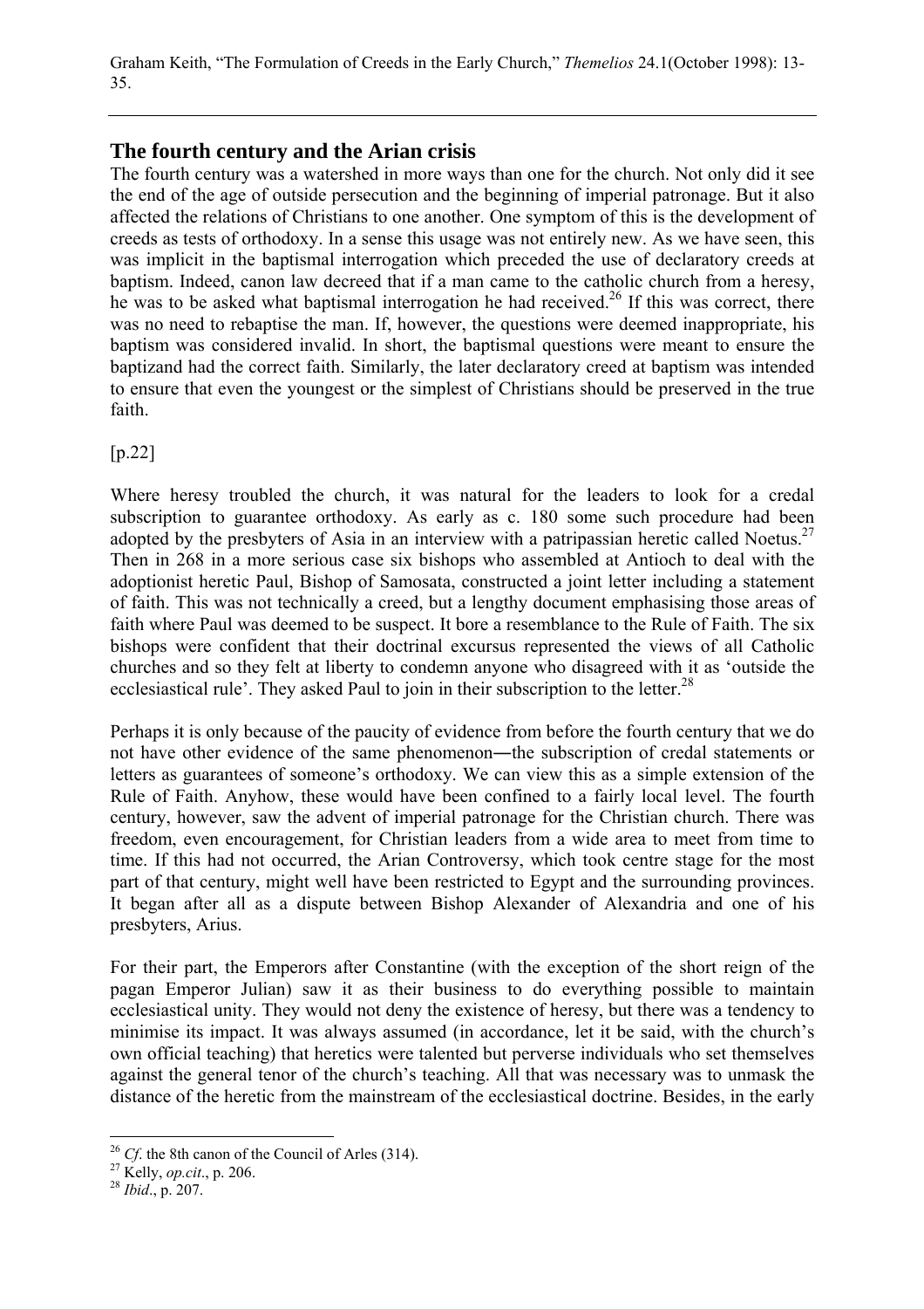## The fourth century and the Arian crisis

The fourth century was a watershed in more ways than one for the church. Not only did it see the end of the age of outside persecution and the beginning of imperial patronage. But it also affected the relations of Christians to one another. One symptom of this is the development of creeds as tests of orthodoxy. In a sense this usage was not entirely new. As we have seen, this was implicit in the baptismal interrogation which preceded the use of declaratory creeds at baptism. Indeed, canon law decreed that if a man came to the catholic church from a heresy, he was to be asked what baptismal interrogation he had received.[26] If this was correct, there was no need to rebaptise the man. If, however, the questions were deemed inappropriate, his baptism was considered invalid. In short, the baptismal questions were meant to ensure the baptizand had the correct faith. Similarly, the later declaratory creed at baptism was intended to ensure that even the youngest or the simplest of Christians should be preserved in the true faith.

[p.22]

Where heresy troubled the church, it was natural for the leaders to look for a credal subscription to guarantee orthodoxy. As early as c. 180 some such procedure had been adopted by the presbyters of Asia in an interview with a patripassian heretic called Noetus.[27] Then in 268 in a more serious case six bishops who assembled at Antioch to deal with the adoptionist heretic Paul, Bishop of Samosata, constructed a joint letter including a statement of faith. This was not technically a creed, but a lengthy document emphasising those areas of faith where Paul was deemed to be suspect. It bore a resemblance to the Rule of Faith. The six bishops were confident that their doctrinal excursus represented the views of all Catholic churches and so they felt at liberty to condemn anyone who disagreed with it as 'outside the ecclesiastical rule'. They asked Paul to join in their subscription to the letter.[28]

Perhaps it is only because of the paucity of evidence from before the fourth century that we do not have other evidence of the same phenomenon―the subscription of credal statements or letters as guarantees of someone's orthodoxy. We can view this as a simple extension of the Rule of Faith. Anyhow, these would have been confined to a fairly local level. The fourth century, however, saw the advent of imperial patronage for the Christian church. There was freedom, even encouragement, for Christian leaders from a wide area to meet from time to time. If this had not occurred, the Arian Controversy, which took centre stage for the most part of that century, might well have been restricted to Egypt and the surrounding provinces. It began after all as a dispute between Bishop Alexander of Alexandria and one of his presbyters, Arius.

For their part, the Emperors after Constantine (with the exception of the short reign of the pagan Emperor Julian) saw it as their business to do everything possible to maintain ecclesiastical unity. They would not deny the existence of heresy, but there was a tendency to minimise its impact. It was always assumed (in accordance, let it be said, with the church's own official teaching) that heretics were talented but perverse individuals who set themselves against the general tenor of the church's teaching. All that was necessary was to unmask the distance of the heretic from the mainstream of the ecclesiastical doctrine. Besides, in the early

---

[26] *Cf*. the 8th canon of the Council of Arles (314).

[27] Kelly, *op.cit*., p. 206.

[28] *Ibid*., p. 207.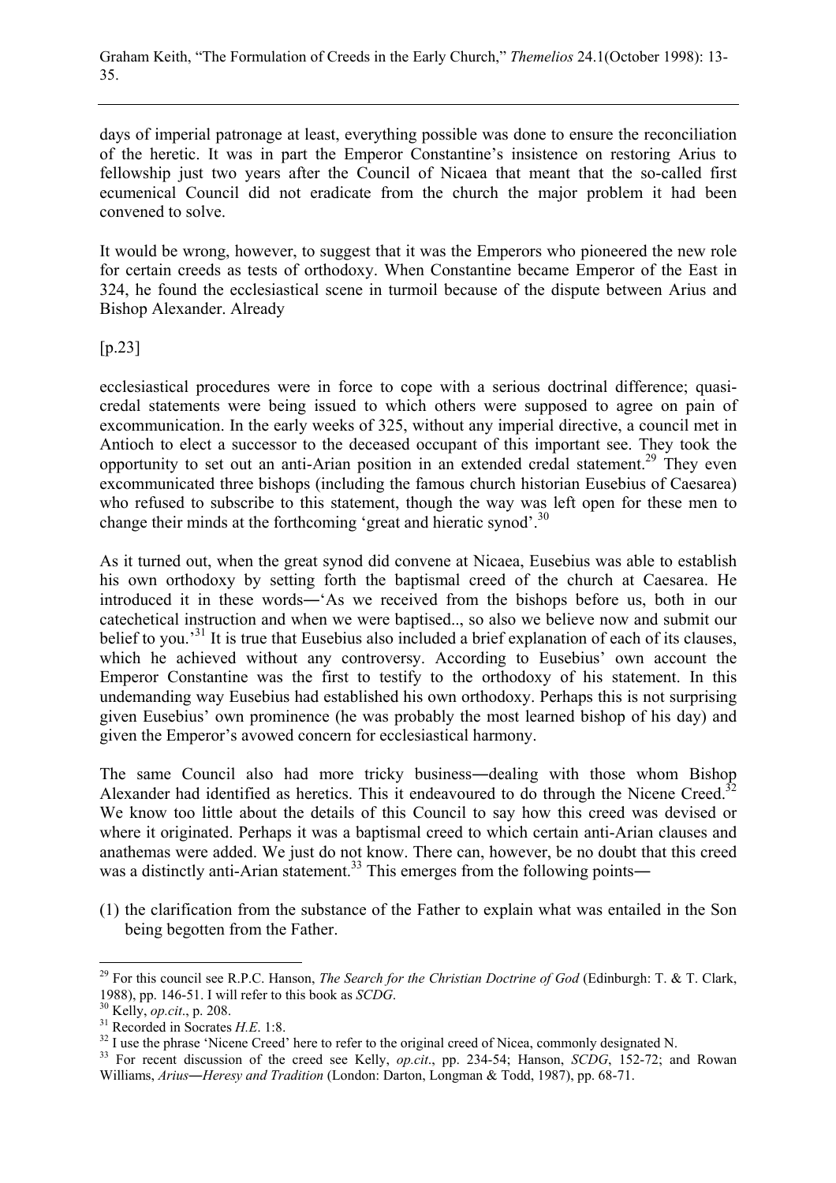days of imperial patronage at least, everything possible was done to ensure the reconciliation of the heretic. It was in part the Emperor Constantine's insistence on restoring Arius to fellowship just two years after the Council of Nicaea that meant that the so-called first ecumenical Council did not eradicate from the church the major problem it had been convened to solve.

It would be wrong, however, to suggest that it was the Emperors who pioneered the new role for certain creeds as tests of orthodoxy. When Constantine became Emperor of the East in 324, he found the ecclesiastical scene in turmoil because of the dispute between Arius and Bishop Alexander. Already

[p.23]

ecclesiastical procedures were in force to cope with a serious doctrinal difference; quasi-credal statements were being issued to which others were supposed to agree on pain of excommunication. In the early weeks of 325, without any imperial directive, a council met in Antioch to elect a successor to the deceased occupant of this important see. They took the opportunity to set out an anti-Arian position in an extended credal statement.[29] They even excommunicated three bishops (including the famous church historian Eusebius of Caesarea) who refused to subscribe to this statement, though the way was left open for these men to change their minds at the forthcoming 'great and hieratic synod'.[30]

As it turned out, when the great synod did convene at Nicaea, Eusebius was able to establish his own orthodoxy by setting forth the baptismal creed of the church at Caesarea. He introduced it in these words―'As we received from the bishops before us, both in our catechetical instruction and when we were baptised.., so also we believe now and submit our belief to you.'[31] It is true that Eusebius also included a brief explanation of each of its clauses, which he achieved without any controversy. According to Eusebius' own account the Emperor Constantine was the first to testify to the orthodoxy of his statement. In this undemanding way Eusebius had established his own orthodoxy. Perhaps this is not surprising given Eusebius' own prominence (he was probably the most learned bishop of his day) and given the Emperor's avowed concern for ecclesiastical harmony.

The same Council also had more tricky business―dealing with those whom Bishop Alexander had identified as heretics. This it endeavoured to do through the Nicene Creed.[32] We know too little about the details of this Council to say how this creed was devised or where it originated. Perhaps it was a baptismal creed to which certain anti-Arian clauses and anathemas were added. We just do not know. There can, however, be no doubt that this creed was a distinctly anti-Arian statement.[33] This emerges from the following points―

(1) the clarification from the substance of the Father to explain what was entailed in the Son being begotten from the Father.

---

[29] For this council see R.P.C. Hanson, *The Search for the Christian Doctrine of God* (Edinburgh: T. & T. Clark, 1988), pp. 146-51. I will refer to this book as *SCDG*.

[30] Kelly, *op.cit*., p. 208.

[31] Recorded in Socrates *H.E.* 1:8.

[32] I use the phrase 'Nicene Creed' here to refer to the original creed of Nicea, commonly designated N.

[33] For recent discussion of the creed see Kelly, *op.cit*., pp. 234-54; Hanson, *SCDG*, 152-72; and Rowan Williams, *Arius―Heresy and Tradition* (London: Darton, Longman & Todd, 1987), pp. 68-71.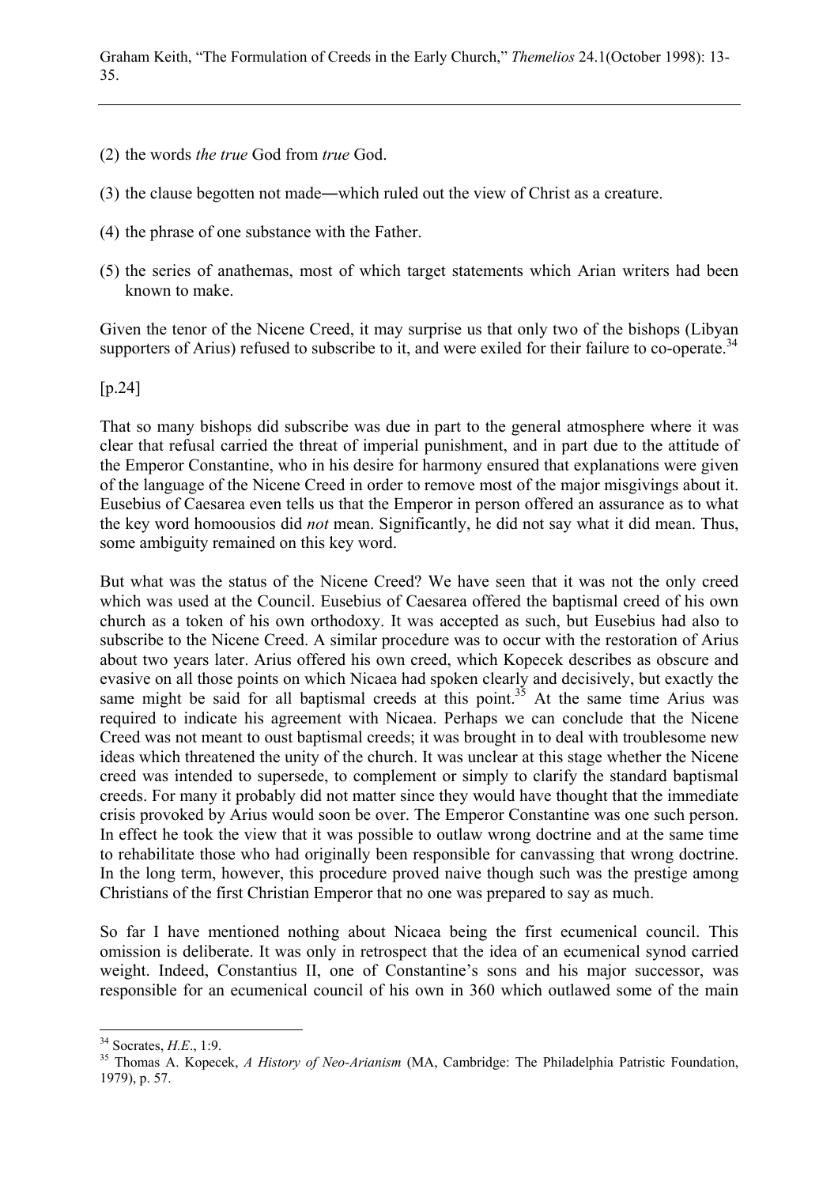(2) the words *the true* God from *true* God.

(3) the clause begotten not made―which ruled out the view of Christ as a creature.

(4) the phrase of one substance with the Father.

(5) the series of anathemas, most of which target statements which Arian writers had been known to make.

Given the tenor of the Nicene Creed, it may surprise us that only two of the bishops (Libyan supporters of Arius) refused to subscribe to it, and were exiled for their failure to co-operate.[34]

[p.24]

That so many bishops did subscribe was due in part to the general atmosphere where it was clear that refusal carried the threat of imperial punishment, and in part due to the attitude of the Emperor Constantine, who in his desire for harmony ensured that explanations were given of the language of the Nicene Creed in order to remove most of the major misgivings about it. Eusebius of Caesarea even tells us that the Emperor in person offered an assurance as to what the key word homoousios did *not* mean. Significantly, he did not say what it did mean. Thus, some ambiguity remained on this key word.

But what was the status of the Nicene Creed? We have seen that it was not the only creed which was used at the Council. Eusebius of Caesarea offered the baptismal creed of his own church as a token of his own orthodoxy. It was accepted as such, but Eusebius had also to subscribe to the Nicene Creed. A similar procedure was to occur with the restoration of Arius about two years later. Arius offered his own creed, which Kopecek describes as obscure and evasive on all those points on which Nicaea had spoken clearly and decisively, but exactly the same might be said for all baptismal creeds at this point.[35] At the same time Arius was required to indicate his agreement with Nicaea. Perhaps we can conclude that the Nicene Creed was not meant to oust baptismal creeds; it was brought in to deal with troublesome new ideas which threatened the unity of the church. It was unclear at this stage whether the Nicene creed was intended to supersede, to complement or simply to clarify the standard baptismal creeds. For many it probably did not matter since they would have thought that the immediate crisis provoked by Arius would soon be over. The Emperor Constantine was one such person. In effect he took the view that it was possible to outlaw wrong doctrine and at the same time to rehabilitate those who had originally been responsible for canvassing that wrong doctrine. In the long term, however, this procedure proved naive though such was the prestige among Christians of the first Christian Emperor that no one was prepared to say as much.

So far I have mentioned nothing about Nicaea being the first ecumenical council. This omission is deliberate. It was only in retrospect that the idea of an ecumenical synod carried weight. Indeed, Constantius II, one of Constantine's sons and his major successor, was responsible for an ecumenical council of his own in 360 which outlawed some of the main

---

[34] Socrates, *H.E.*, 1:9.

[35] Thomas A. Kopecek, *A History of Neo-Arianism* (MA, Cambridge: The Philadelphia Patristic Foundation, 1979), p. 57.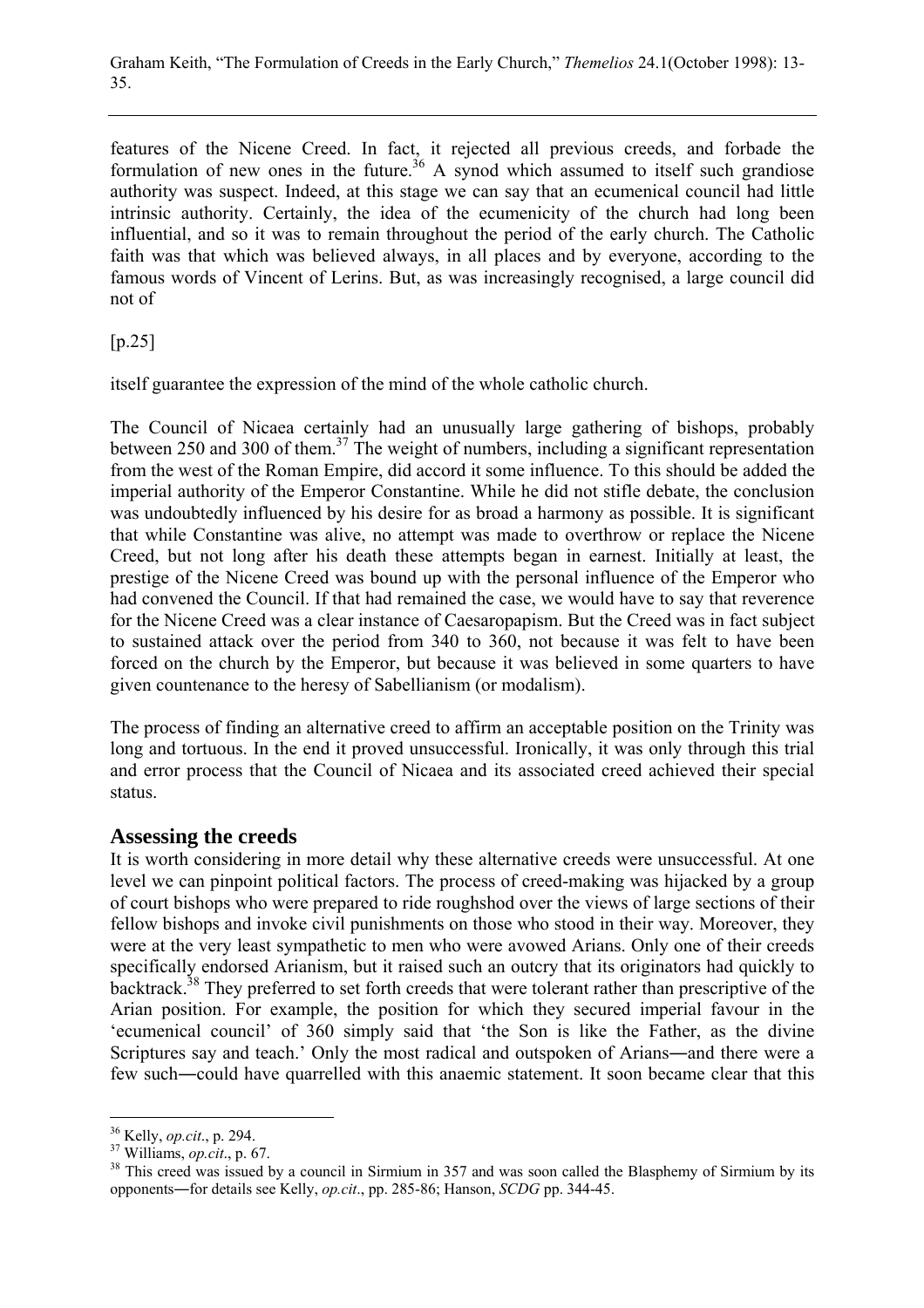features of the Nicene Creed. In fact, it rejected all previous creeds, and forbade the formulation of new ones in the future.[36] A synod which assumed to itself such grandiose authority was suspect. Indeed, at this stage we can say that an ecumenical council had little intrinsic authority. Certainly, the idea of the ecumenicity of the church had long been influential, and so it was to remain throughout the period of the early church. The Catholic faith was that which was believed always, in all places and by everyone, according to the famous words of Vincent of Lerins. But, as was increasingly recognised, a large council did not of

[p.25]

itself guarantee the expression of the mind of the whole catholic church.

The Council of Nicaea certainly had an unusually large gathering of bishops, probably between 250 and 300 of them.[37] The weight of numbers, including a significant representation from the west of the Roman Empire, did accord it some influence. To this should be added the imperial authority of the Emperor Constantine. While he did not stifle debate, the conclusion was undoubtedly influenced by his desire for as broad a harmony as possible. It is significant that while Constantine was alive, no attempt was made to overthrow or replace the Nicene Creed, but not long after his death these attempts began in earnest. Initially at least, the prestige of the Nicene Creed was bound up with the personal influence of the Emperor who had convened the Council. If that had remained the case, we would have to say that reverence for the Nicene Creed was a clear instance of Caesaropapism. But the Creed was in fact subject to sustained attack over the period from 340 to 360, not because it was felt to have been forced on the church by the Emperor, but because it was believed in some quarters to have given countenance to the heresy of Sabellianism (or modalism).

The process of finding an alternative creed to affirm an acceptable position on the Trinity was long and tortuous. In the end it proved unsuccessful. Ironically, it was only through this trial and error process that the Council of Nicaea and its associated creed achieved their special status.

## Assessing the creeds

It is worth considering in more detail why these alternative creeds were unsuccessful. At one level we can pinpoint political factors. The process of creed-making was hijacked by a group of court bishops who were prepared to ride roughshod over the views of large sections of their fellow bishops and invoke civil punishments on those who stood in their way. Moreover, they were at the very least sympathetic to men who were avowed Arians. Only one of their creeds specifically endorsed Arianism, but it raised such an outcry that its originators had quickly to backtrack.[38] They preferred to set forth creeds that were tolerant rather than prescriptive of the Arian position. For example, the position for which they secured imperial favour in the 'ecumenical council' of 360 simply said that 'the Son is like the Father, as the divine Scriptures say and teach.' Only the most radical and outspoken of Arians―and there were a few such―could have quarrelled with this anaemic statement. It soon became clear that this

---

[36] Kelly, *op.cit*., p. 294.

[37] Williams, *op.cit*., p. 67.

[38] This creed was issued by a council in Sirmium in 357 and was soon called the Blasphemy of Sirmium by its opponents―for details see Kelly, *op.cit*., pp. 285-86; Hanson, *SCDG* pp. 344-45.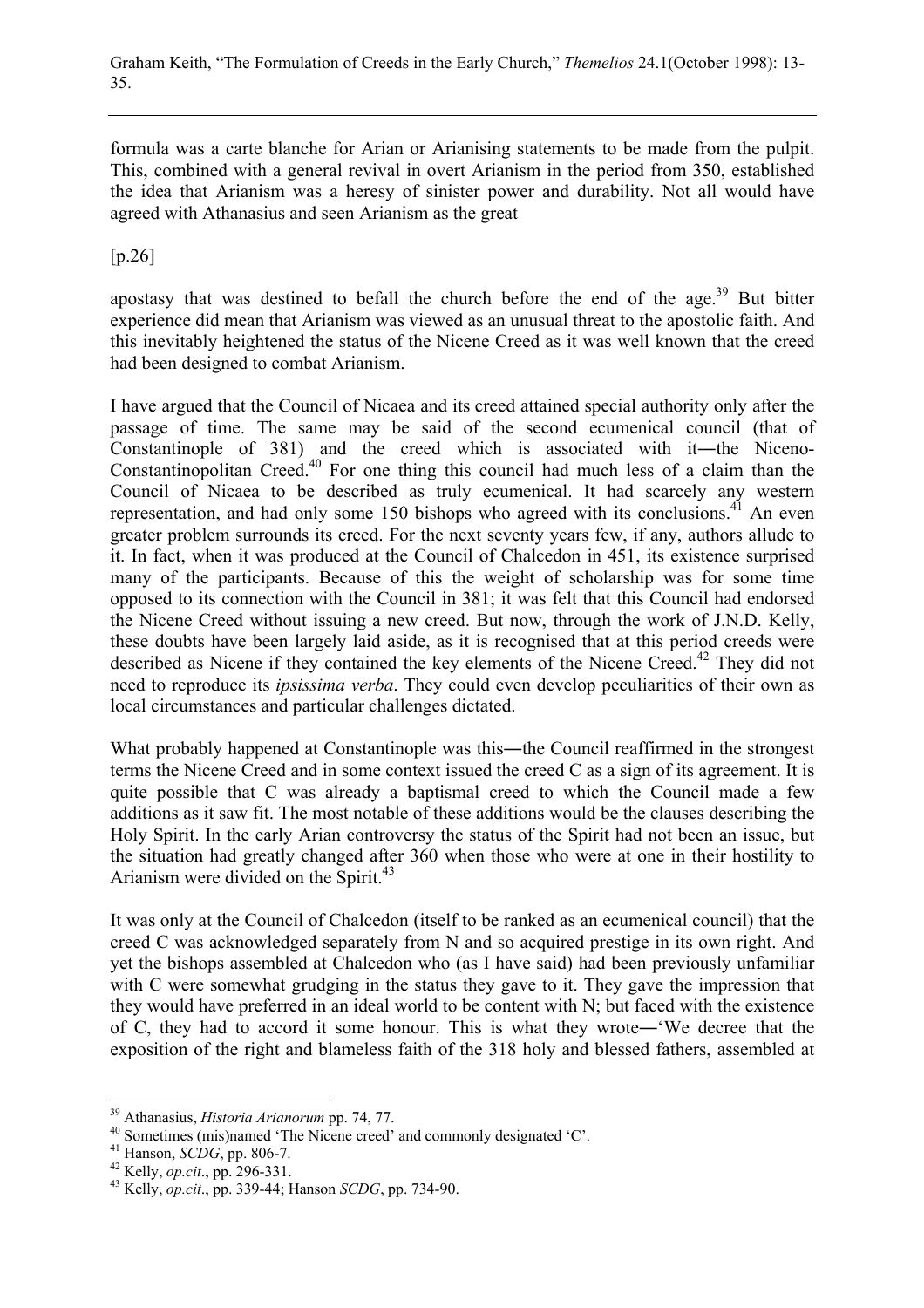formula was a carte blanche for Arian or Arianising statements to be made from the pulpit. This, combined with a general revival in overt Arianism in the period from 350, established the idea that Arianism was a heresy of sinister power and durability. Not all would have agreed with Athanasius and seen Arianism as the great

[p.26]

apostasy that was destined to befall the church before the end of the age.[39] But bitter experience did mean that Arianism was viewed as an unusual threat to the apostolic faith. And this inevitably heightened the status of the Nicene Creed as it was well known that the creed had been designed to combat Arianism.

I have argued that the Council of Nicaea and its creed attained special authority only after the passage of time. The same may be said of the second ecumenical council (that of Constantinople of 381) and the creed which is associated with it―the Niceno-Constantinopolitan Creed.[40] For one thing this council had much less of a claim than the Council of Nicaea to be described as truly ecumenical. It had scarcely any western representation, and had only some 150 bishops who agreed with its conclusions.[41] An even greater problem surrounds its creed. For the next seventy years few, if any, authors allude to it. In fact, when it was produced at the Council of Chalcedon in 451, its existence surprised many of the participants. Because of this the weight of scholarship was for some time opposed to its connection with the Council in 381; it was felt that this Council had endorsed the Nicene Creed without issuing a new creed. But now, through the work of J.N.D. Kelly, these doubts have been largely laid aside, as it is recognised that at this period creeds were described as Nicene if they contained the key elements of the Nicene Creed.[42] They did not need to reproduce its *ipsissima verba*. They could even develop peculiarities of their own as local circumstances and particular challenges dictated.

What probably happened at Constantinople was this―the Council reaffirmed in the strongest terms the Nicene Creed and in some context issued the creed C as a sign of its agreement. It is quite possible that C was already a baptismal creed to which the Council made a few additions as it saw fit. The most notable of these additions would be the clauses describing the Holy Spirit. In the early Arian controversy the status of the Spirit had not been an issue, but the situation had greatly changed after 360 when those who were at one in their hostility to Arianism were divided on the Spirit.[43]

It was only at the Council of Chalcedon (itself to be ranked as an ecumenical council) that the creed C was acknowledged separately from N and so acquired prestige in its own right. And yet the bishops assembled at Chalcedon who (as I have said) had been previously unfamiliar with C were somewhat grudging in the status they gave to it. They gave the impression that they would have preferred in an ideal world to be content with N; but faced with the existence of C, they had to accord it some honour. This is what they wrote―'We decree that the exposition of the right and blameless faith of the 318 holy and blessed fathers, assembled at

---

[39] Athanasius, *Historia Arianorum* pp. 74, 77.

[40] Sometimes (mis)named 'The Nicene creed' and commonly designated 'C'.

[41] Hanson, *SCDG*, pp. 806-7.

[42] Kelly, *op.cit*., pp. 296-331.

[43] Kelly, *op.cit*., pp. 339-44; Hanson *SCDG*, pp. 734-90.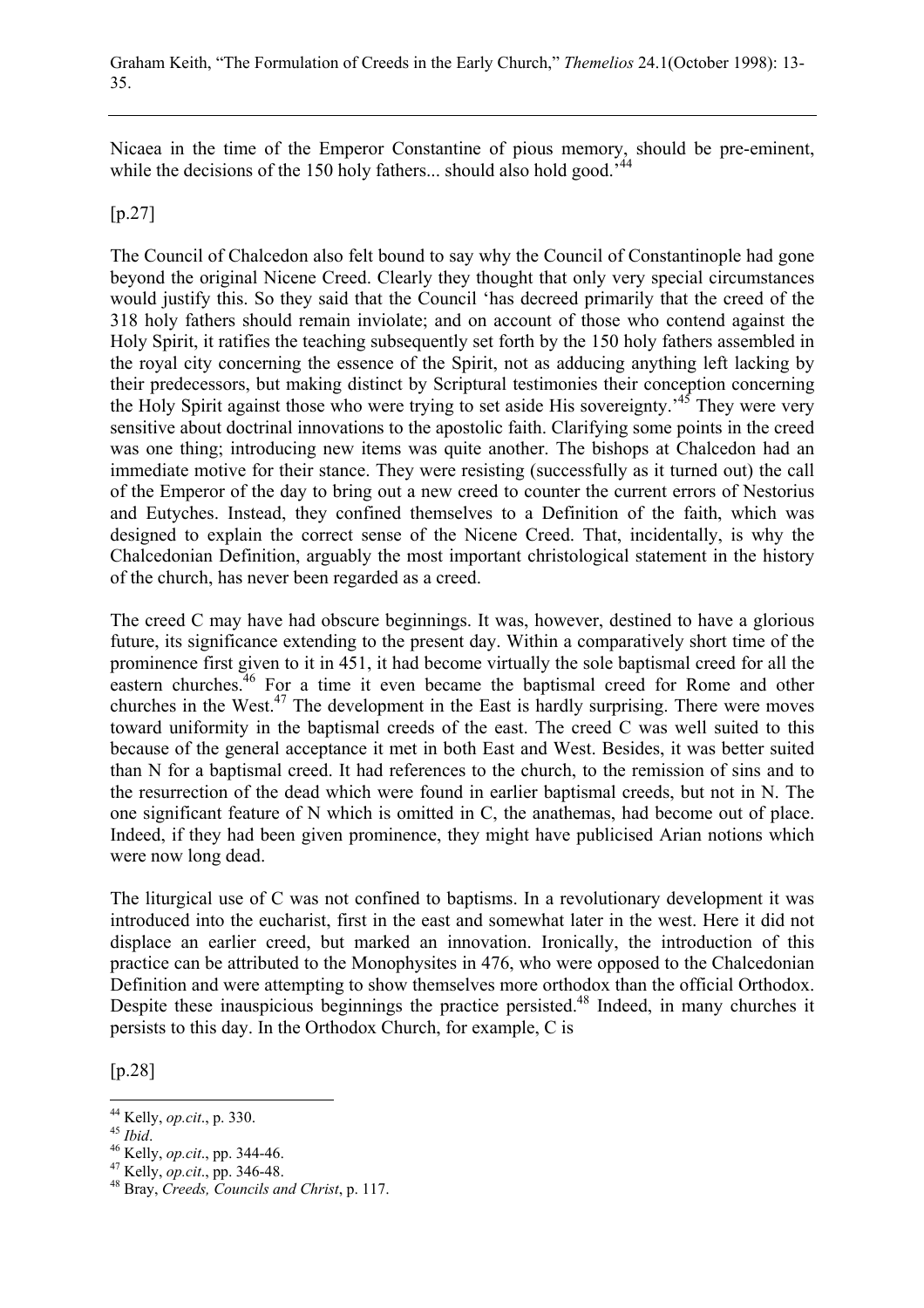Nicaea in the time of the Emperor Constantine of pious memory, should be pre-eminent, while the decisions of the 150 holy fathers... should also hold good.'[44]

[p.27]

The Council of Chalcedon also felt bound to say why the Council of Constantinople had gone beyond the original Nicene Creed. Clearly they thought that only very special circumstances would justify this. So they said that the Council 'has decreed primarily that the creed of the 318 holy fathers should remain inviolate; and on account of those who contend against the Holy Spirit, it ratifies the teaching subsequently set forth by the 150 holy fathers assembled in the royal city concerning the essence of the Spirit, not as adducing anything left lacking by their predecessors, but making distinct by Scriptural testimonies their conception concerning the Holy Spirit against those who were trying to set aside His sovereignty.'[45] They were very sensitive about doctrinal innovations to the apostolic faith. Clarifying some points in the creed was one thing; introducing new items was quite another. The bishops at Chalcedon had an immediate motive for their stance. They were resisting (successfully as it turned out) the call of the Emperor of the day to bring out a new creed to counter the current errors of Nestorius and Eutyches. Instead, they confined themselves to a Definition of the faith, which was designed to explain the correct sense of the Nicene Creed. That, incidentally, is why the Chalcedonian Definition, arguably the most important christological statement in the history of the church, has never been regarded as a creed.

The creed C may have had obscure beginnings. It was, however, destined to have a glorious future, its significance extending to the present day. Within a comparatively short time of the prominence first given to it in 451, it had become virtually the sole baptismal creed for all the eastern churches.[46] For a time it even became the baptismal creed for Rome and other churches in the West.[47] The development in the East is hardly surprising. There were moves toward uniformity in the baptismal creeds of the east. The creed C was well suited to this because of the general acceptance it met in both East and West. Besides, it was better suited than N for a baptismal creed. It had references to the church, to the remission of sins and to the resurrection of the dead which were found in earlier baptismal creeds, but not in N. The one significant feature of N which is omitted in C, the anathemas, had become out of place. Indeed, if they had been given prominence, they might have publicised Arian notions which were now long dead.

The liturgical use of C was not confined to baptisms. In a revolutionary development it was introduced into the eucharist, first in the east and somewhat later in the west. Here it did not displace an earlier creed, but marked an innovation. Ironically, the introduction of this practice can be attributed to the Monophysites in 476, who were opposed to the Chalcedonian Definition and were attempting to show themselves more orthodox than the official Orthodox. Despite these inauspicious beginnings the practice persisted.[48] Indeed, in many churches it persists to this day. In the Orthodox Church, for example, C is

[p.28]

---

[44] Kelly, *op.cit*., p. 330.

[45] *Ibid*.

[46] Kelly, *op.cit*., pp. 344-46.

[47] Kelly, *op.cit*., pp. 346-48.

[48] Bray, *Creeds, Councils and Christ*, p. 117.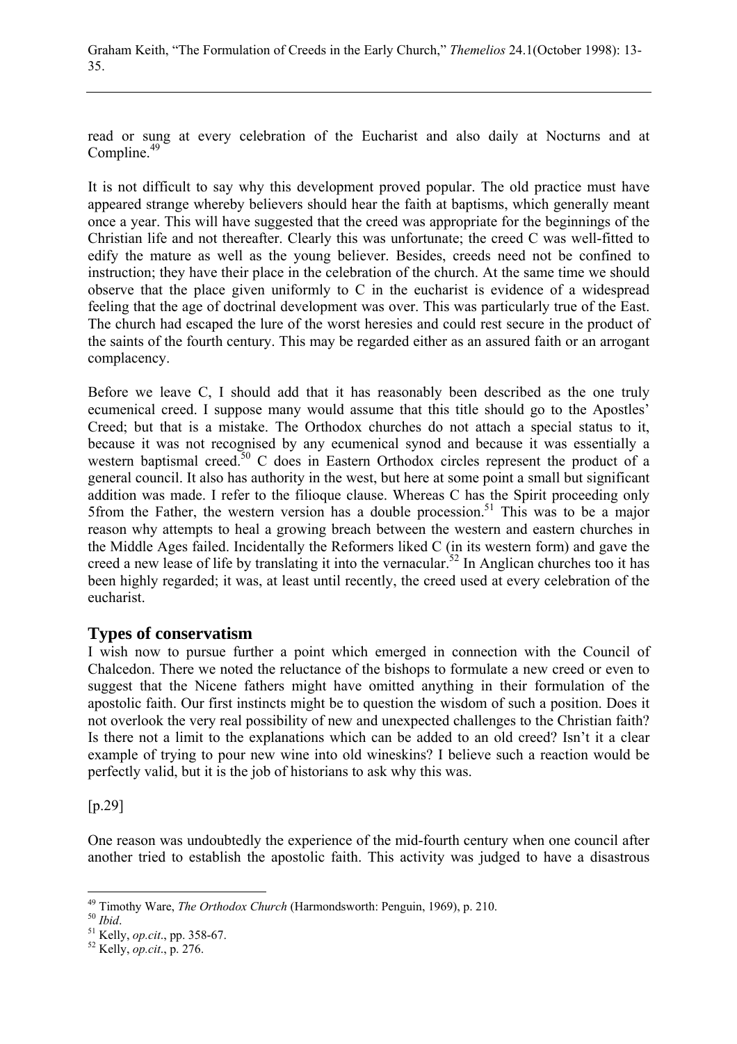read or sung at every celebration of the Eucharist and also daily at Nocturns and at Compline.[49]

It is not difficult to say why this development proved popular. The old practice must have appeared strange whereby believers should hear the faith at baptisms, which generally meant once a year. This will have suggested that the creed was appropriate for the beginnings of the Christian life and not thereafter. Clearly this was unfortunate; the creed C was well-fitted to edify the mature as well as the young believer. Besides, creeds need not be confined to instruction; they have their place in the celebration of the church. At the same time we should observe that the place given uniformly to C in the eucharist is evidence of a widespread feeling that the age of doctrinal development was over. This was particularly true of the East. The church had escaped the lure of the worst heresies and could rest secure in the product of the saints of the fourth century. This may be regarded either as an assured faith or an arrogant complacency.

Before we leave C, I should add that it has reasonably been described as the one truly ecumenical creed. I suppose many would assume that this title should go to the Apostles' Creed; but that is a mistake. The Orthodox churches do not attach a special status to it, because it was not recognised by any ecumenical synod and because it was essentially a western baptismal creed.[50] C does in Eastern Orthodox circles represent the product of a general council. It also has authority in the west, but here at some point a small but significant addition was made. I refer to the filioque clause. Whereas C has the Spirit proceeding only 5from the Father, the western version has a double procession.[51] This was to be a major reason why attempts to heal a growing breach between the western and eastern churches in the Middle Ages failed. Incidentally the Reformers liked C (in its western form) and gave the creed a new lease of life by translating it into the vernacular.[52] In Anglican churches too it has been highly regarded; it was, at least until recently, the creed used at every celebration of the eucharist.

## Types of conservatism

I wish now to pursue further a point which emerged in connection with the Council of Chalcedon. There we noted the reluctance of the bishops to formulate a new creed or even to suggest that the Nicene fathers might have omitted anything in their formulation of the apostolic faith. Our first instincts might be to question the wisdom of such a position. Does it not overlook the very real possibility of new and unexpected challenges to the Christian faith? Is there not a limit to the explanations which can be added to an old creed? Isn't it a clear example of trying to pour new wine into old wineskins? I believe such a reaction would be perfectly valid, but it is the job of historians to ask why this was.

[p.29]

One reason was undoubtedly the experience of the mid-fourth century when one council after another tried to establish the apostolic faith. This activity was judged to have a disastrous

---

[49] Timothy Ware, *The Orthodox Church* (Harmondsworth: Penguin, 1969), p. 210.

[50] *Ibid*.

[51] Kelly, *op.cit*., pp. 358-67.

[52] Kelly, *op.cit*., p. 276.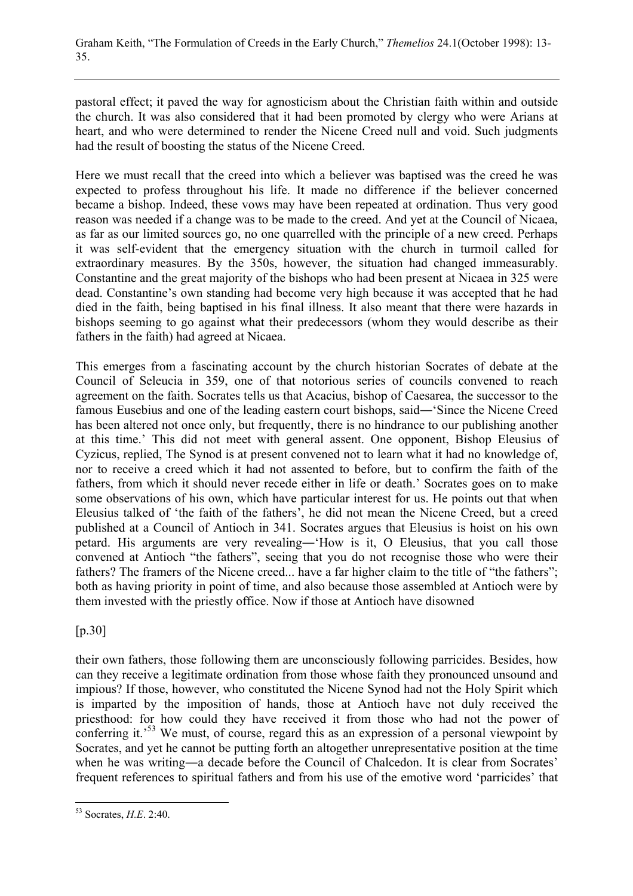pastoral effect; it paved the way for agnosticism about the Christian faith within and outside the church. It was also considered that it had been promoted by clergy who were Arians at heart, and who were determined to render the Nicene Creed null and void. Such judgments had the result of boosting the status of the Nicene Creed.

Here we must recall that the creed into which a believer was baptised was the creed he was expected to profess throughout his life. It made no difference if the believer concerned became a bishop. Indeed, these vows may have been repeated at ordination. Thus very good reason was needed if a change was to be made to the creed. And yet at the Council of Nicaea, as far as our limited sources go, no one quarrelled with the principle of a new creed. Perhaps it was self-evident that the emergency situation with the church in turmoil called for extraordinary measures. By the 350s, however, the situation had changed immeasurably. Constantine and the great majority of the bishops who had been present at Nicaea in 325 were dead. Constantine's own standing had become very high because it was accepted that he had died in the faith, being baptised in his final illness. It also meant that there were hazards in bishops seeming to go against what their predecessors (whom they would describe as their fathers in the faith) had agreed at Nicaea.

This emerges from a fascinating account by the church historian Socrates of debate at the Council of Seleucia in 359, one of that notorious series of councils convened to reach agreement on the faith. Socrates tells us that Acacius, bishop of Caesarea, the successor to the famous Eusebius and one of the leading eastern court bishops, said―'Since the Nicene Creed has been altered not once only, but frequently, there is no hindrance to our publishing another at this time.' This did not meet with general assent. One opponent, Bishop Eleusius of Cyzicus, replied, The Synod is at present convened not to learn what it had no knowledge of, nor to receive a creed which it had not assented to before, but to confirm the faith of the fathers, from which it should never recede either in life or death.' Socrates goes on to make some observations of his own, which have particular interest for us. He points out that when Eleusius talked of 'the faith of the fathers', he did not mean the Nicene Creed, but a creed published at a Council of Antioch in 341. Socrates argues that Eleusius is hoist on his own petard. His arguments are very revealing―'How is it, O Eleusius, that you call those convened at Antioch "the fathers", seeing that you do not recognise those who were their fathers? The framers of the Nicene creed... have a far higher claim to the title of "the fathers"; both as having priority in point of time, and also because those assembled at Antioch were by them invested with the priestly office. Now if those at Antioch have disowned

[p.30]

their own fathers, those following them are unconsciously following parricides. Besides, how can they receive a legitimate ordination from those whose faith they pronounced unsound and impious? If those, however, who constituted the Nicene Synod had not the Holy Spirit which is imparted by the imposition of hands, those at Antioch have not duly received the priesthood: for how could they have received it from those who had not the power of conferring it.'[53] We must, of course, regard this as an expression of a personal viewpoint by Socrates, and yet he cannot be putting forth an altogether unrepresentative position at the time when he was writing―a decade before the Council of Chalcedon. It is clear from Socrates' frequent references to spiritual fathers and from his use of the emotive word 'parricides' that

---

[53] Socrates, *H.E.* 2:40.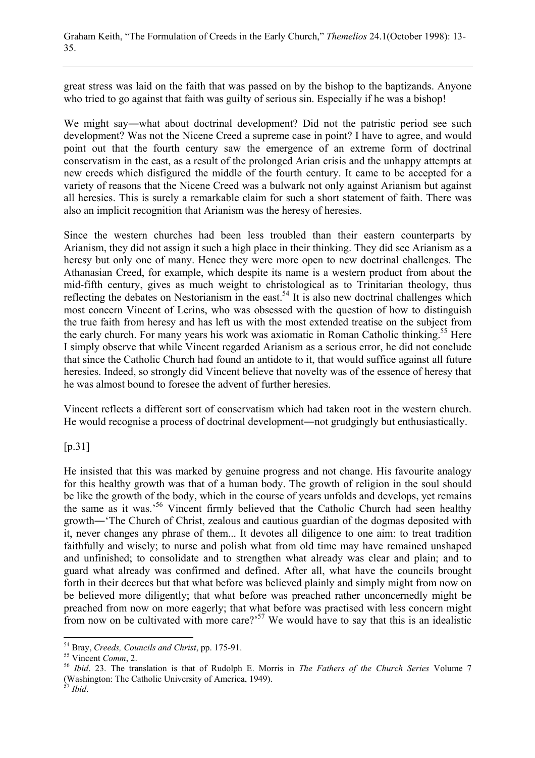great stress was laid on the faith that was passed on by the bishop to the baptizands. Anyone who tried to go against that faith was guilty of serious sin. Especially if he was a bishop!

We might say―what about doctrinal development? Did not the patristic period see such development? Was not the Nicene Creed a supreme case in point? I have to agree, and would point out that the fourth century saw the emergence of an extreme form of doctrinal conservatism in the east, as a result of the prolonged Arian crisis and the unhappy attempts at new creeds which disfigured the middle of the fourth century. It came to be accepted for a variety of reasons that the Nicene Creed was a bulwark not only against Arianism but against all heresies. This is surely a remarkable claim for such a short statement of faith. There was also an implicit recognition that Arianism was the heresy of heresies.

Since the western churches had been less troubled than their eastern counterparts by Arianism, they did not assign it such a high place in their thinking. They did see Arianism as a heresy but only one of many. Hence they were more open to new doctrinal challenges. The Athanasian Creed, for example, which despite its name is a western product from about the mid-fifth century, gives as much weight to christological as to Trinitarian theology, thus reflecting the debates on Nestorianism in the east.[54] It is also new doctrinal challenges which most concern Vincent of Lerins, who was obsessed with the question of how to distinguish the true faith from heresy and has left us with the most extended treatise on the subject from the early church. For many years his work was axiomatic in Roman Catholic thinking.[55] Here I simply observe that while Vincent regarded Arianism as a serious error, he did not conclude that since the Catholic Church had found an antidote to it, that would suffice against all future heresies. Indeed, so strongly did Vincent believe that novelty was of the essence of heresy that he was almost bound to foresee the advent of further heresies.

Vincent reflects a different sort of conservatism which had taken root in the western church. He would recognise a process of doctrinal development―not grudgingly but enthusiastically.

[p.31]

He insisted that this was marked by genuine progress and not change. His favourite analogy for this healthy growth was that of a human body. The growth of religion in the soul should be like the growth of the body, which in the course of years unfolds and develops, yet remains the same as it was.'[56] Vincent firmly believed that the Catholic Church had seen healthy growth―'The Church of Christ, zealous and cautious guardian of the dogmas deposited with it, never changes any phrase of them... It devotes all diligence to one aim: to treat tradition faithfully and wisely; to nurse and polish what from old time may have remained unshaped and unfinished; to consolidate and to strengthen what already was clear and plain; and to guard what already was confirmed and defined. After all, what have the councils brought forth in their decrees but that what before was believed plainly and simply might from now on be believed more diligently; that what before was preached rather unconcernedly might be preached from now on more eagerly; that what before was practised with less concern might from now on be cultivated with more care?'[57] We would have to say that this is an idealistic

---

[54] Bray, *Creeds, Councils and Christ*, pp. 175-91.

[55] Vincent *Comm*, 2.

[56] *Ibid*. 23. The translation is that of Rudolph E. Morris in *The Fathers of the Church Series* Volume 7 (Washington: The Catholic University of America, 1949).

[57] *Ibid*.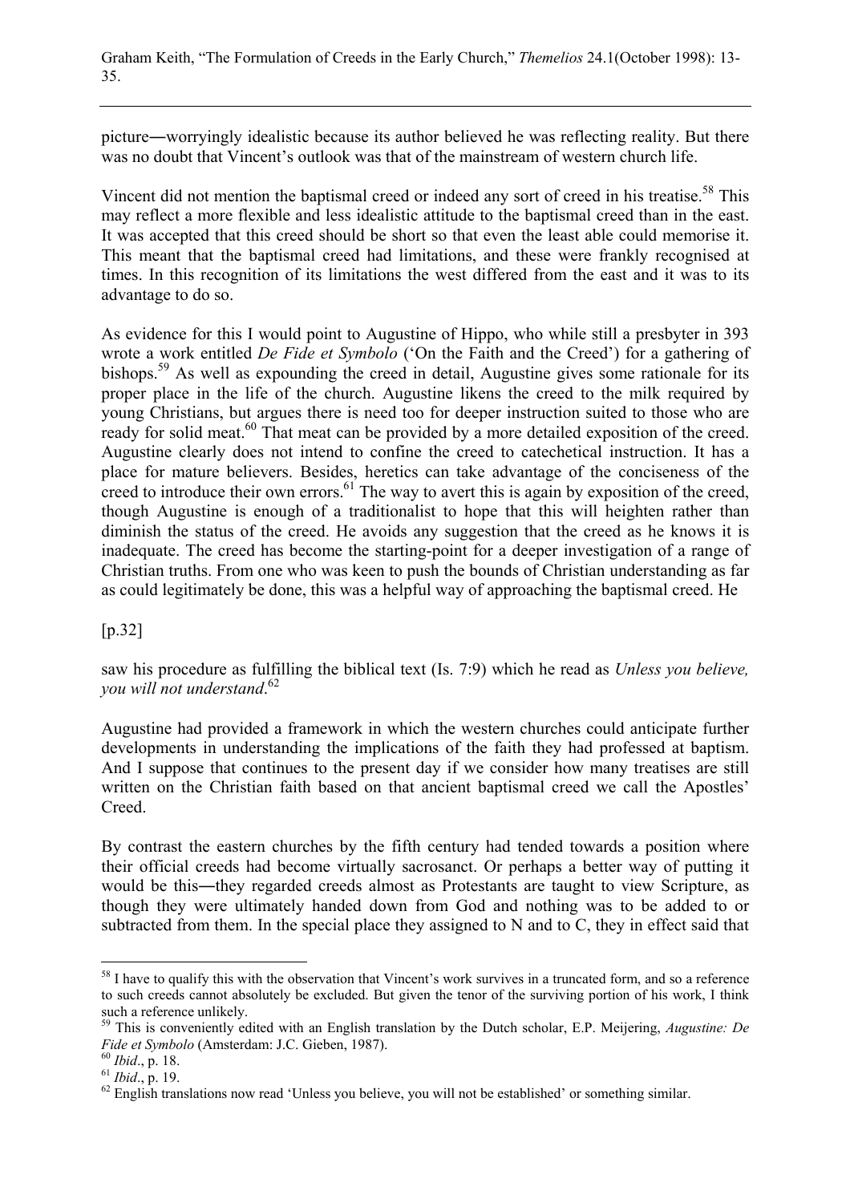picture―worryingly idealistic because its author believed he was reflecting reality. But there was no doubt that Vincent's outlook was that of the mainstream of western church life.

Vincent did not mention the baptismal creed or indeed any sort of creed in his treatise.[58] This may reflect a more flexible and less idealistic attitude to the baptismal creed than in the east. It was accepted that this creed should be short so that even the least able could memorise it. This meant that the baptismal creed had limitations, and these were frankly recognised at times. In this recognition of its limitations the west differed from the east and it was to its advantage to do so.

As evidence for this I would point to Augustine of Hippo, who while still a presbyter in 393 wrote a work entitled *De Fide et Symbolo* ('On the Faith and the Creed') for a gathering of bishops.[59] As well as expounding the creed in detail, Augustine gives some rationale for its proper place in the life of the church. Augustine likens the creed to the milk required by young Christians, but argues there is need too for deeper instruction suited to those who are ready for solid meat.[60] That meat can be provided by a more detailed exposition of the creed. Augustine clearly does not intend to confine the creed to catechetical instruction. It has a place for mature believers. Besides, heretics can take advantage of the conciseness of the creed to introduce their own errors.[61] The way to avert this is again by exposition of the creed, though Augustine is enough of a traditionalist to hope that this will heighten rather than diminish the status of the creed. He avoids any suggestion that the creed as he knows it is inadequate. The creed has become the starting-point for a deeper investigation of a range of Christian truths. From one who was keen to push the bounds of Christian understanding as far as could legitimately be done, this was a helpful way of approaching the baptismal creed. He

[p.32]

saw his procedure as fulfilling the biblical text (Is. 7:9) which he read as *Unless you believe, you will not understand*.[62]

Augustine had provided a framework in which the western churches could anticipate further developments in understanding the implications of the faith they had professed at baptism. And I suppose that continues to the present day if we consider how many treatises are still written on the Christian faith based on that ancient baptismal creed we call the Apostles' Creed.

By contrast the eastern churches by the fifth century had tended towards a position where their official creeds had become virtually sacrosanct. Or perhaps a better way of putting it would be this―they regarded creeds almost as Protestants are taught to view Scripture, as though they were ultimately handed down from God and nothing was to be added to or subtracted from them. In the special place they assigned to N and to C, they in effect said that

---

[58] I have to qualify this with the observation that Vincent's work survives in a truncated form, and so a reference to such creeds cannot absolutely be excluded. But given the tenor of the surviving portion of his work, I think such a reference unlikely.

[59] This is conveniently edited with an English translation by the Dutch scholar, E.P. Meijering, *Augustine: De Fide et Symbolo* (Amsterdam: J.C. Gieben, 1987).

[60] *Ibid*., p. 18.

[61] *Ibid*., p. 19.

[62] English translations now read 'Unless you believe, you will not be established' or something similar.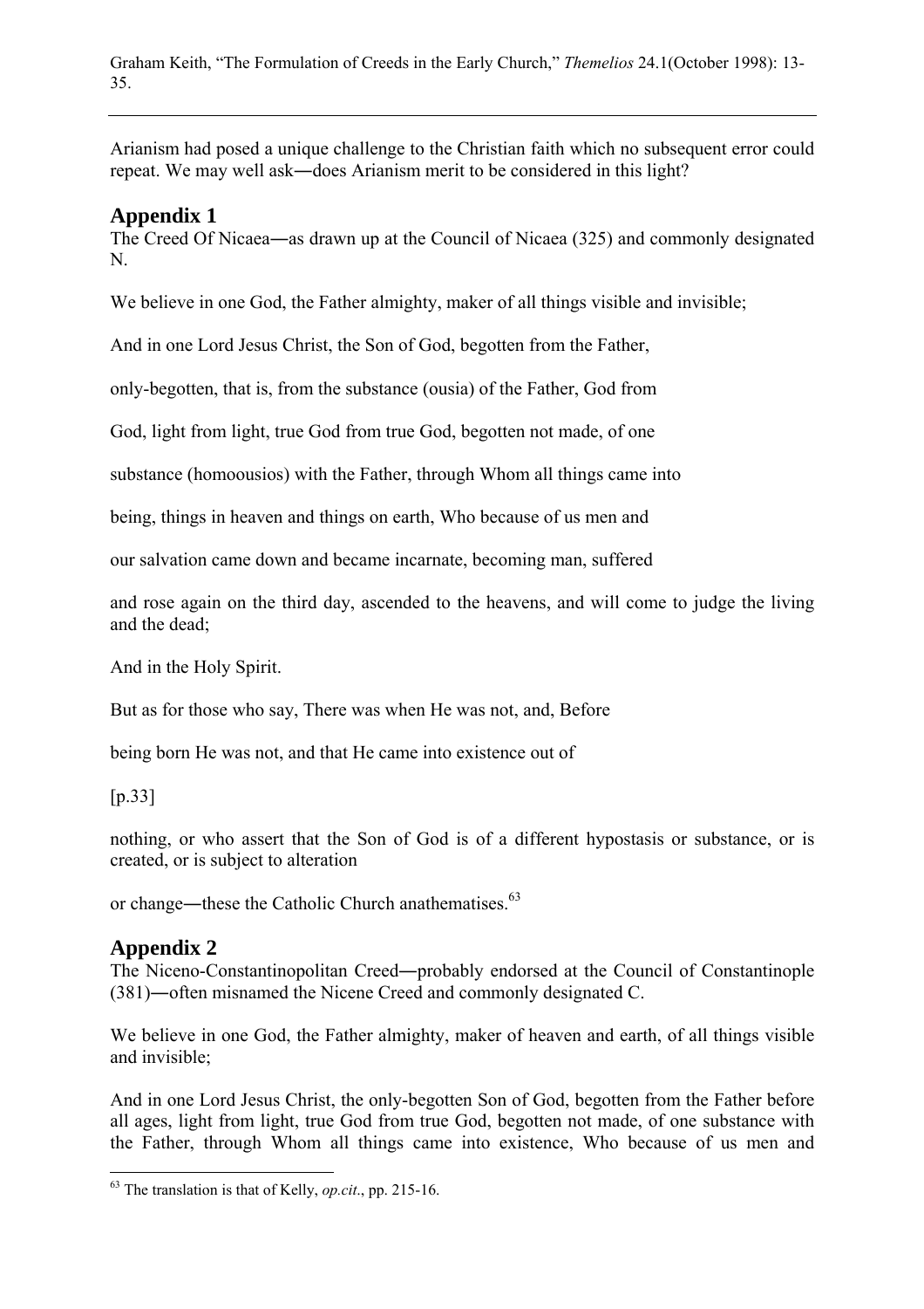Arianism had posed a unique challenge to the Christian faith which no subsequent error could repeat. We may well ask―does Arianism merit to be considered in this light?

## Appendix 1

The Creed Of Nicaea―as drawn up at the Council of Nicaea (325) and commonly designated N.

We believe in one God, the Father almighty, maker of all things visible and invisible;

And in one Lord Jesus Christ, the Son of God, begotten from the Father,

only-begotten, that is, from the substance (ousia) of the Father, God from

God, light from light, true God from true God, begotten not made, of one

substance (homoousios) with the Father, through Whom all things came into

being, things in heaven and things on earth, Who because of us men and

our salvation came down and became incarnate, becoming man, suffered

and rose again on the third day, ascended to the heavens, and will come to judge the living and the dead;

And in the Holy Spirit.

But as for those who say, There was when He was not, and, Before

being born He was not, and that He came into existence out of

[p.33]

nothing, or who assert that the Son of God is of a different hypostasis or substance, or is created, or is subject to alteration

or change―these the Catholic Church anathematises.[63]

## Appendix 2

The Niceno-Constantinopolitan Creed―probably endorsed at the Council of Constantinople (381)―often misnamed the Nicene Creed and commonly designated C.

We believe in one God, the Father almighty, maker of heaven and earth, of all things visible and invisible;

And in one Lord Jesus Christ, the only-begotten Son of God, begotten from the Father before all ages, light from light, true God from true God, begotten not made, of one substance with the Father, through Whom all things came into existence, Who because of us men and

---

[63] The translation is that of Kelly, *op.cit*., pp. 215-16.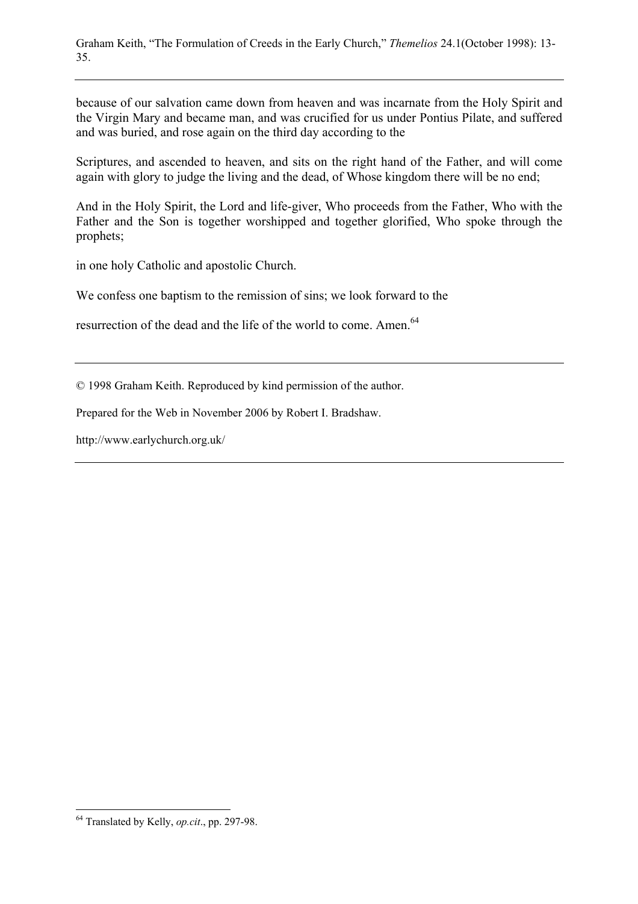because of our salvation came down from heaven and was incarnate from the Holy Spirit and the Virgin Mary and became man, and was crucified for us under Pontius Pilate, and suffered and was buried, and rose again on the third day according to the

Scriptures, and ascended to heaven, and sits on the right hand of the Father, and will come again with glory to judge the living and the dead, of Whose kingdom there will be no end;

And in the Holy Spirit, the Lord and life-giver, Who proceeds from the Father, Who with the Father and the Son is together worshipped and together glorified, Who spoke through the prophets;

in one holy Catholic and apostolic Church.

We confess one baptism to the remission of sins; we look forward to the

resurrection of the dead and the life of the world to come. Amen.[64]

---

© 1998 Graham Keith. Reproduced by kind permission of the author.

Prepared for the Web in November 2006 by Robert I. Bradshaw.

http://www.earlychurch.org.uk/

---

[64] Translated by Kelly, *op.cit*., pp. 297-98.